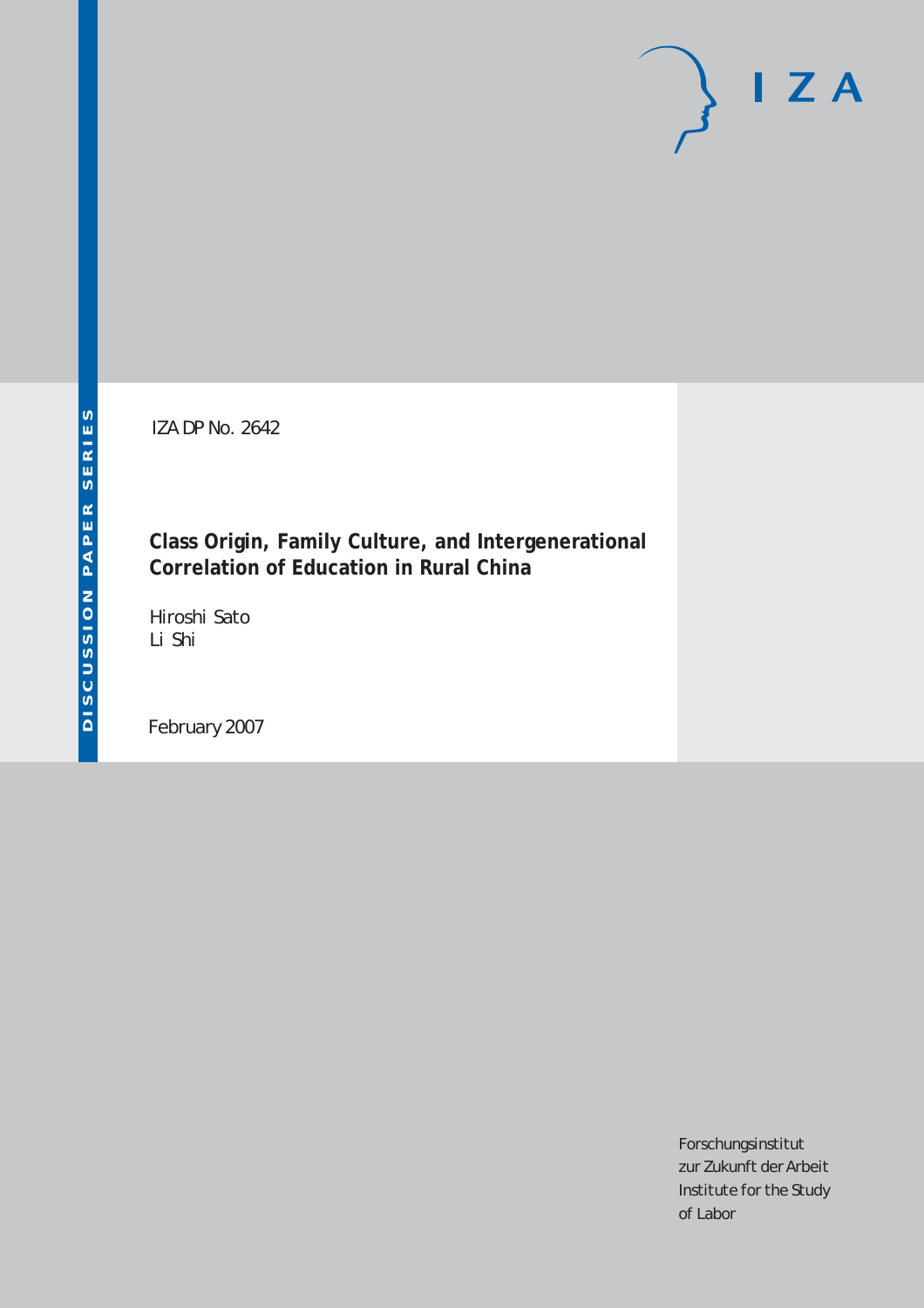IZA DP No. 2642

# Class Origin, Family Culture, and Intergenerational Correlation of Education in Rural China

Hiroshi Sato
Li Shi

February 2007

DISCUSSION PAPER SERIES

Forschungsinstitut
zur Zukunft der Arbeit
Institute for the Study
of Labor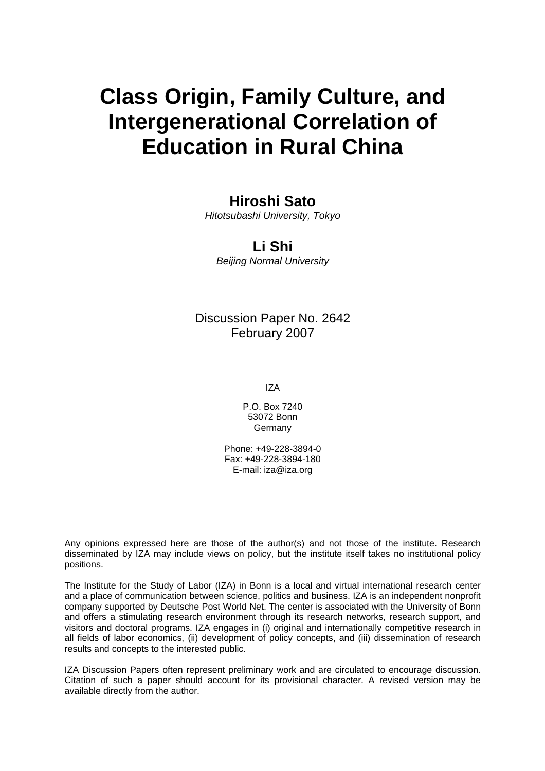# Class Origin, Family Culture, and Intergenerational Correlation of Education in Rural China

**Hiroshi Sato**
*Hitotsubashi University, Tokyo*

**Li Shi**
*Beijing Normal University*

Discussion Paper No. 2642
February 2007

IZA

P.O. Box 7240
53072 Bonn
Germany

Phone: +49-228-3894-0
Fax: +49-228-3894-180
E-mail: iza@iza.org

Any opinions expressed here are those of the author(s) and not those of the institute. Research disseminated by IZA may include views on policy, but the institute itself takes no institutional policy positions.

The Institute for the Study of Labor (IZA) in Bonn is a local and virtual international research center and a place of communication between science, politics and business. IZA is an independent nonprofit company supported by Deutsche Post World Net. The center is associated with the University of Bonn and offers a stimulating research environment through its research networks, research support, and visitors and doctoral programs. IZA engages in (i) original and internationally competitive research in all fields of labor economics, (ii) development of policy concepts, and (iii) dissemination of research results and concepts to the interested public.

IZA Discussion Papers often represent preliminary work and are circulated to encourage discussion. Citation of such a paper should account for its provisional character. A revised version may be available directly from the author.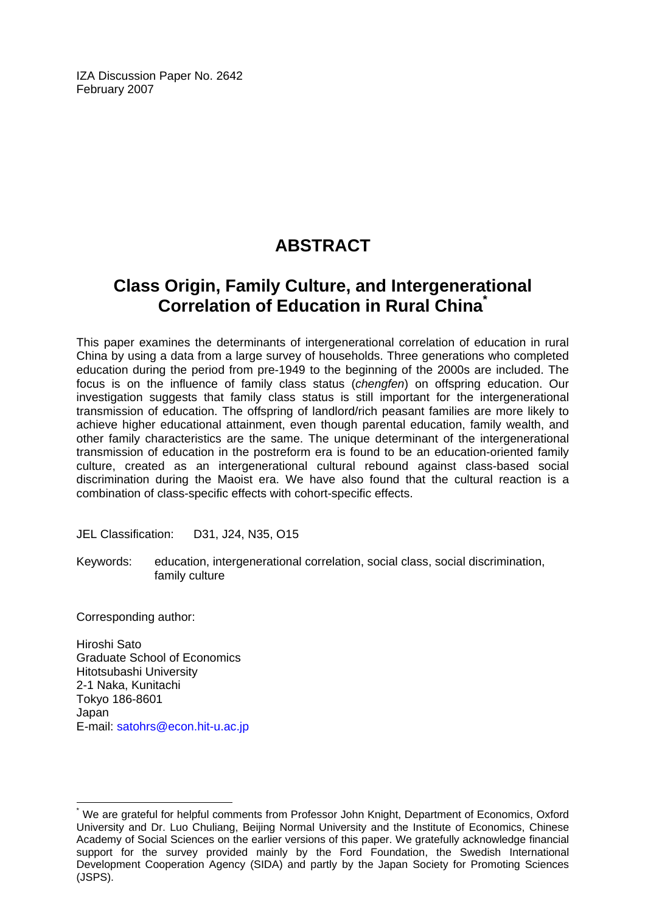IZA Discussion Paper No. 2642
February 2007

# ABSTRACT

## Class Origin, Family Culture, and Intergenerational Correlation of Education in Rural China*

This paper examines the determinants of intergenerational correlation of education in rural China by using a data from a large survey of households. Three generations who completed education during the period from pre-1949 to the beginning of the 2000s are included. The focus is on the influence of family class status (*chengfen*) on offspring education. Our investigation suggests that family class status is still important for the intergenerational transmission of education. The offspring of landlord/rich peasant families are more likely to achieve higher educational attainment, even though parental education, family wealth, and other family characteristics are the same. The unique determinant of the intergenerational transmission of education in the postreform era is found to be an education-oriented family culture, created as an intergenerational cultural rebound against class-based social discrimination during the Maoist era. We have also found that the cultural reaction is a combination of class-specific effects with cohort-specific effects.

JEL Classification: D31, J24, N35, O15

Keywords: education, intergenerational correlation, social class, social discrimination, family culture

Corresponding author:

Hiroshi Sato
Graduate School of Economics
Hitotsubashi University
2-1 Naka, Kunitachi
Tokyo 186-8601
Japan
E-mail: satohrs@econ.hit-u.ac.jp

---

* We are grateful for helpful comments from Professor John Knight, Department of Economics, Oxford University and Dr. Luo Chuliang, Beijing Normal University and the Institute of Economics, Chinese Academy of Social Sciences on the earlier versions of this paper. We gratefully acknowledge financial support for the survey provided mainly by the Ford Foundation, the Swedish International Development Cooperation Agency (SIDA) and partly by the Japan Society for Promoting Sciences (JSPS).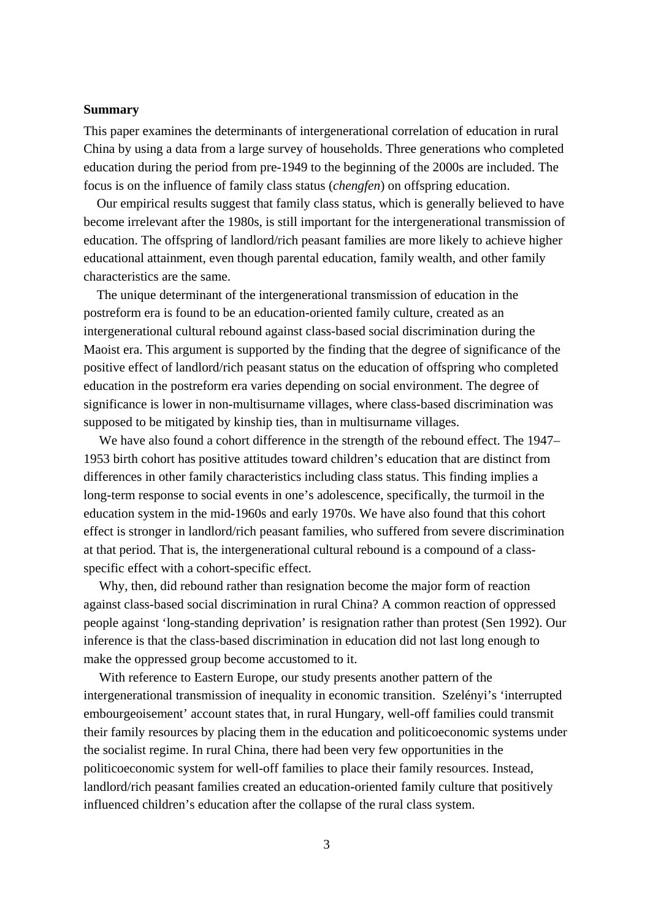**Summary**

This paper examines the determinants of intergenerational correlation of education in rural China by using a data from a large survey of households. Three generations who completed education during the period from pre-1949 to the beginning of the 2000s are included. The focus is on the influence of family class status (*chengfen*) on offspring education.

Our empirical results suggest that family class status, which is generally believed to have become irrelevant after the 1980s, is still important for the intergenerational transmission of education. The offspring of landlord/rich peasant families are more likely to achieve higher educational attainment, even though parental education, family wealth, and other family characteristics are the same.

The unique determinant of the intergenerational transmission of education in the postreform era is found to be an education-oriented family culture, created as an intergenerational cultural rebound against class-based social discrimination during the Maoist era. This argument is supported by the finding that the degree of significance of the positive effect of landlord/rich peasant status on the education of offspring who completed education in the postreform era varies depending on social environment. The degree of significance is lower in non-multisurname villages, where class-based discrimination was supposed to be mitigated by kinship ties, than in multisurname villages.

We have also found a cohort difference in the strength of the rebound effect. The 1947–1953 birth cohort has positive attitudes toward children's education that are distinct from differences in other family characteristics including class status. This finding implies a long-term response to social events in one's adolescence, specifically, the turmoil in the education system in the mid-1960s and early 1970s. We have also found that this cohort effect is stronger in landlord/rich peasant families, who suffered from severe discrimination at that period. That is, the intergenerational cultural rebound is a compound of a class-specific effect with a cohort-specific effect.

Why, then, did rebound rather than resignation become the major form of reaction against class-based social discrimination in rural China? A common reaction of oppressed people against 'long-standing deprivation' is resignation rather than protest (Sen 1992). Our inference is that the class-based discrimination in education did not last long enough to make the oppressed group become accustomed to it.

With reference to Eastern Europe, our study presents another pattern of the intergenerational transmission of inequality in economic transition. Szelényi's 'interrupted embourgeoisement' account states that, in rural Hungary, well-off families could transmit their family resources by placing them in the education and politicoeconomic systems under the socialist regime. In rural China, there had been very few opportunities in the politicoeconomic system for well-off families to place their family resources. Instead, landlord/rich peasant families created an education-oriented family culture that positively influenced children's education after the collapse of the rural class system.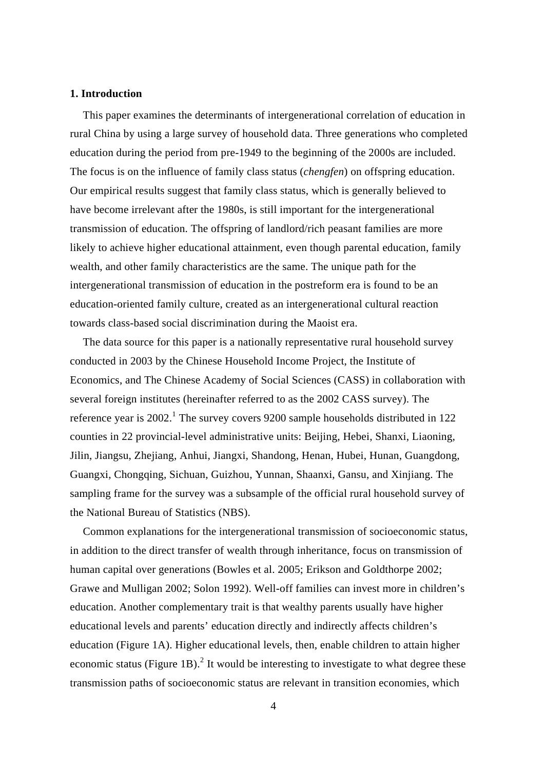## 1. Introduction

This paper examines the determinants of intergenerational correlation of education in rural China by using a large survey of household data. Three generations who completed education during the period from pre-1949 to the beginning of the 2000s are included. The focus is on the influence of family class status (*chengfen*) on offspring education. Our empirical results suggest that family class status, which is generally believed to have become irrelevant after the 1980s, is still important for the intergenerational transmission of education. The offspring of landlord/rich peasant families are more likely to achieve higher educational attainment, even though parental education, family wealth, and other family characteristics are the same. The unique path for the intergenerational transmission of education in the postreform era is found to be an education-oriented family culture, created as an intergenerational cultural reaction towards class-based social discrimination during the Maoist era.

The data source for this paper is a nationally representative rural household survey conducted in 2003 by the Chinese Household Income Project, the Institute of Economics, and The Chinese Academy of Social Sciences (CASS) in collaboration with several foreign institutes (hereinafter referred to as the 2002 CASS survey). The reference year is 2002.[1] The survey covers 9200 sample households distributed in 122 counties in 22 provincial-level administrative units: Beijing, Hebei, Shanxi, Liaoning, Jilin, Jiangsu, Zhejiang, Anhui, Jiangxi, Shandong, Henan, Hubei, Hunan, Guangdong, Guangxi, Chongqing, Sichuan, Guizhou, Yunnan, Shaanxi, Gansu, and Xinjiang. The sampling frame for the survey was a subsample of the official rural household survey of the National Bureau of Statistics (NBS).

Common explanations for the intergenerational transmission of socioeconomic status, in addition to the direct transfer of wealth through inheritance, focus on transmission of human capital over generations (Bowles et al. 2005; Erikson and Goldthorpe 2002; Grawe and Mulligan 2002; Solon 1992). Well-off families can invest more in children's education. Another complementary trait is that wealthy parents usually have higher educational levels and parents' education directly and indirectly affects children's education (Figure 1A). Higher educational levels, then, enable children to attain higher economic status (Figure 1B).[2] It would be interesting to investigate to what degree these transmission paths of socioeconomic status are relevant in transition economies, which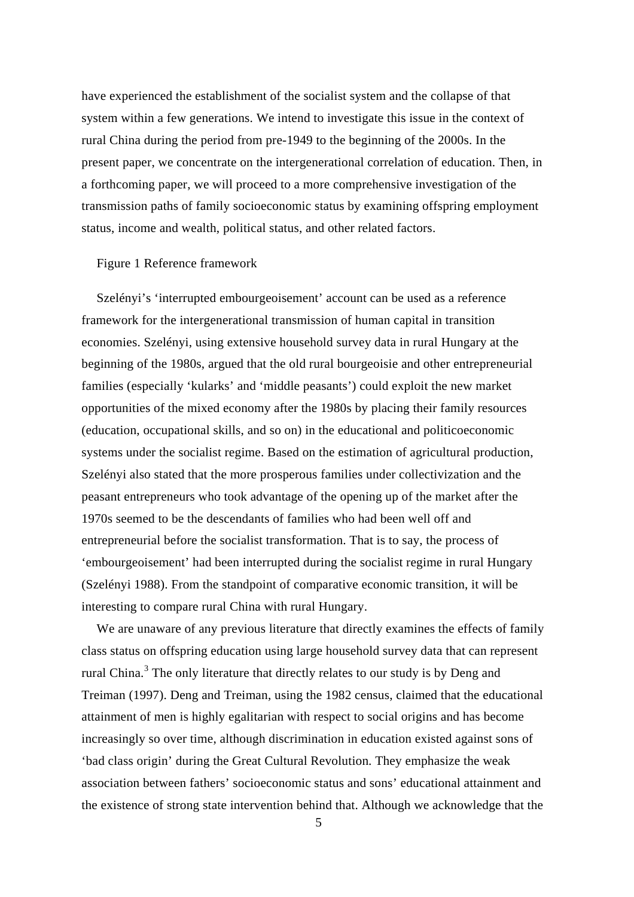have experienced the establishment of the socialist system and the collapse of that system within a few generations. We intend to investigate this issue in the context of rural China during the period from pre-1949 to the beginning of the 2000s. In the present paper, we concentrate on the intergenerational correlation of education. Then, in a forthcoming paper, we will proceed to a more comprehensive investigation of the transmission paths of family socioeconomic status by examining offspring employment status, income and wealth, political status, and other related factors.

Figure 1 Reference framework

Szelényi's 'interrupted embourgeoisement' account can be used as a reference framework for the intergenerational transmission of human capital in transition economies. Szelényi, using extensive household survey data in rural Hungary at the beginning of the 1980s, argued that the old rural bourgeoisie and other entrepreneurial families (especially 'kularks' and 'middle peasants') could exploit the new market opportunities of the mixed economy after the 1980s by placing their family resources (education, occupational skills, and so on) in the educational and politicoeconomic systems under the socialist regime. Based on the estimation of agricultural production, Szelényi also stated that the more prosperous families under collectivization and the peasant entrepreneurs who took advantage of the opening up of the market after the 1970s seemed to be the descendants of families who had been well off and entrepreneurial before the socialist transformation. That is to say, the process of 'embourgeoisement' had been interrupted during the socialist regime in rural Hungary (Szelényi 1988). From the standpoint of comparative economic transition, it will be interesting to compare rural China with rural Hungary.

We are unaware of any previous literature that directly examines the effects of family class status on offspring education using large household survey data that can represent rural China.[3] The only literature that directly relates to our study is by Deng and Treiman (1997). Deng and Treiman, using the 1982 census, claimed that the educational attainment of men is highly egalitarian with respect to social origins and has become increasingly so over time, although discrimination in education existed against sons of 'bad class origin' during the Great Cultural Revolution. They emphasize the weak association between fathers' socioeconomic status and sons' educational attainment and the existence of strong state intervention behind that. Although we acknowledge that the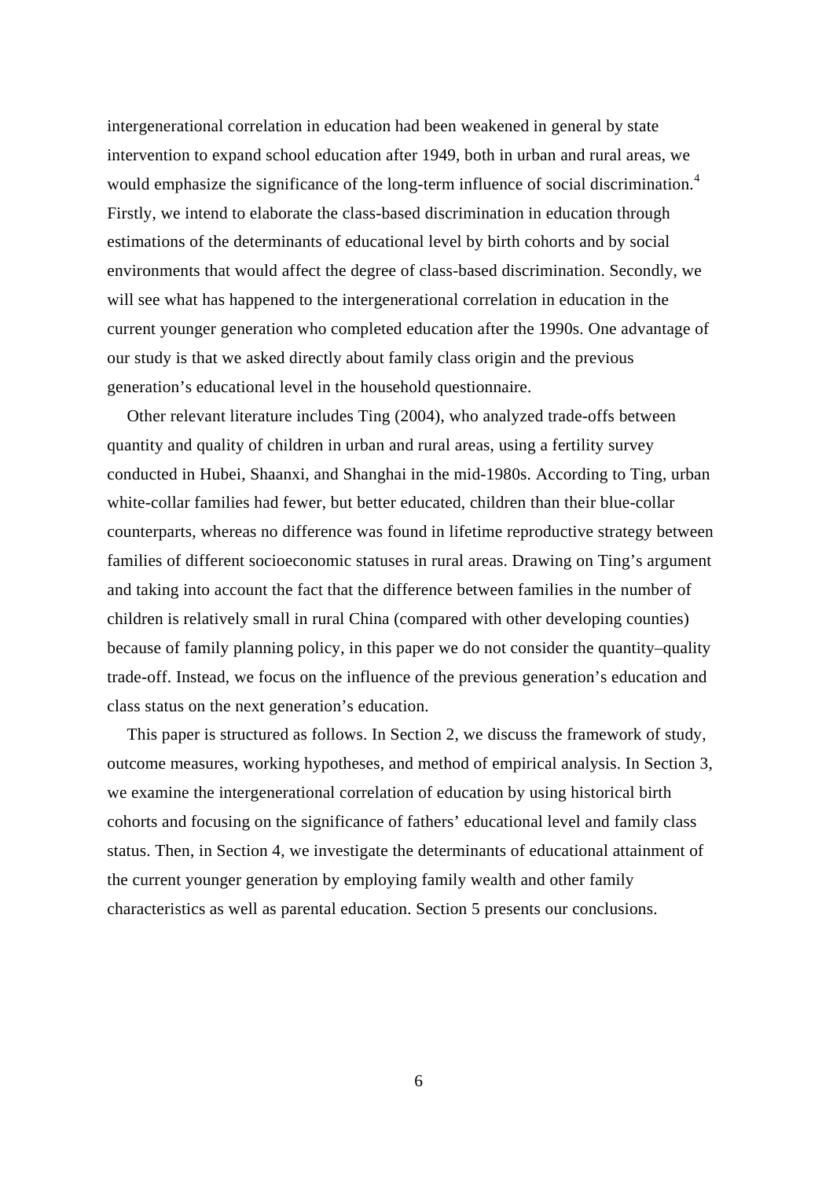intergenerational correlation in education had been weakened in general by state intervention to expand school education after 1949, both in urban and rural areas, we would emphasize the significance of the long-term influence of social discrimination.[4] Firstly, we intend to elaborate the class-based discrimination in education through estimations of the determinants of educational level by birth cohorts and by social environments that would affect the degree of class-based discrimination. Secondly, we will see what has happened to the intergenerational correlation in education in the current younger generation who completed education after the 1990s. One advantage of our study is that we asked directly about family class origin and the previous generation's educational level in the household questionnaire.

Other relevant literature includes Ting (2004), who analyzed trade-offs between quantity and quality of children in urban and rural areas, using a fertility survey conducted in Hubei, Shaanxi, and Shanghai in the mid-1980s. According to Ting, urban white-collar families had fewer, but better educated, children than their blue-collar counterparts, whereas no difference was found in lifetime reproductive strategy between families of different socioeconomic statuses in rural areas. Drawing on Ting's argument and taking into account the fact that the difference between families in the number of children is relatively small in rural China (compared with other developing counties) because of family planning policy, in this paper we do not consider the quantity–quality trade-off. Instead, we focus on the influence of the previous generation's education and class status on the next generation's education.

This paper is structured as follows. In Section 2, we discuss the framework of study, outcome measures, working hypotheses, and method of empirical analysis. In Section 3, we examine the intergenerational correlation of education by using historical birth cohorts and focusing on the significance of fathers' educational level and family class status. Then, in Section 4, we investigate the determinants of educational attainment of the current younger generation by employing family wealth and other family characteristics as well as parental education. Section 5 presents our conclusions.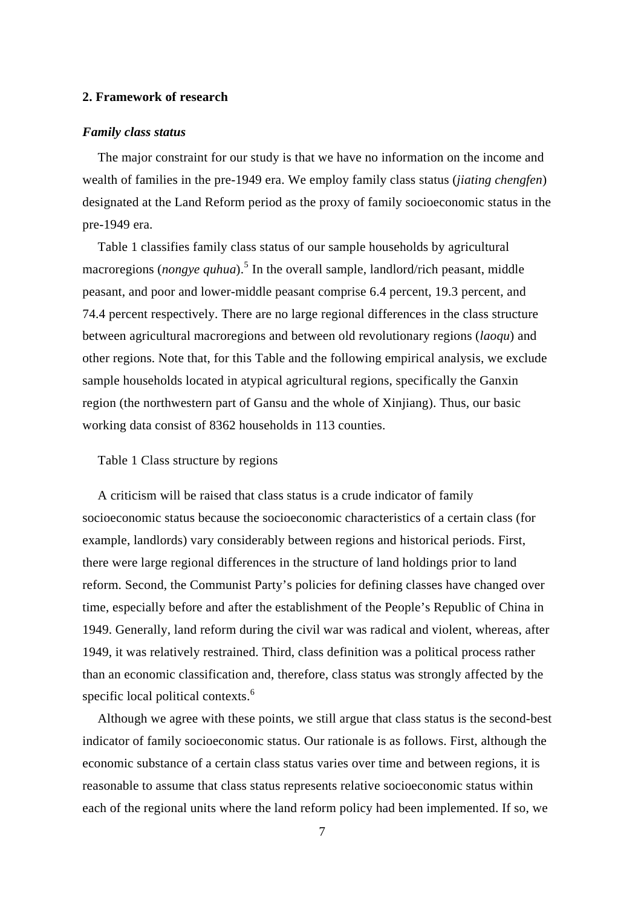## 2. Framework of research

### *Family class status*

The major constraint for our study is that we have no information on the income and wealth of families in the pre-1949 era. We employ family class status (*jiating chengfen*) designated at the Land Reform period as the proxy of family socioeconomic status in the pre-1949 era.

Table 1 classifies family class status of our sample households by agricultural macroregions (*nongye quhua*).[5] In the overall sample, landlord/rich peasant, middle peasant, and poor and lower-middle peasant comprise 6.4 percent, 19.3 percent, and 74.4 percent respectively. There are no large regional differences in the class structure between agricultural macroregions and between old revolutionary regions (*laoqu*) and other regions. Note that, for this Table and the following empirical analysis, we exclude sample households located in atypical agricultural regions, specifically the Ganxin region (the northwestern part of Gansu and the whole of Xinjiang). Thus, our basic working data consist of 8362 households in 113 counties.

Table 1 Class structure by regions

A criticism will be raised that class status is a crude indicator of family socioeconomic status because the socioeconomic characteristics of a certain class (for example, landlords) vary considerably between regions and historical periods. First, there were large regional differences in the structure of land holdings prior to land reform. Second, the Communist Party's policies for defining classes have changed over time, especially before and after the establishment of the People's Republic of China in 1949. Generally, land reform during the civil war was radical and violent, whereas, after 1949, it was relatively restrained. Third, class definition was a political process rather than an economic classification and, therefore, class status was strongly affected by the specific local political contexts.[6]

Although we agree with these points, we still argue that class status is the second-best indicator of family socioeconomic status. Our rationale is as follows. First, although the economic substance of a certain class status varies over time and between regions, it is reasonable to assume that class status represents relative socioeconomic status within each of the regional units where the land reform policy had been implemented. If so, we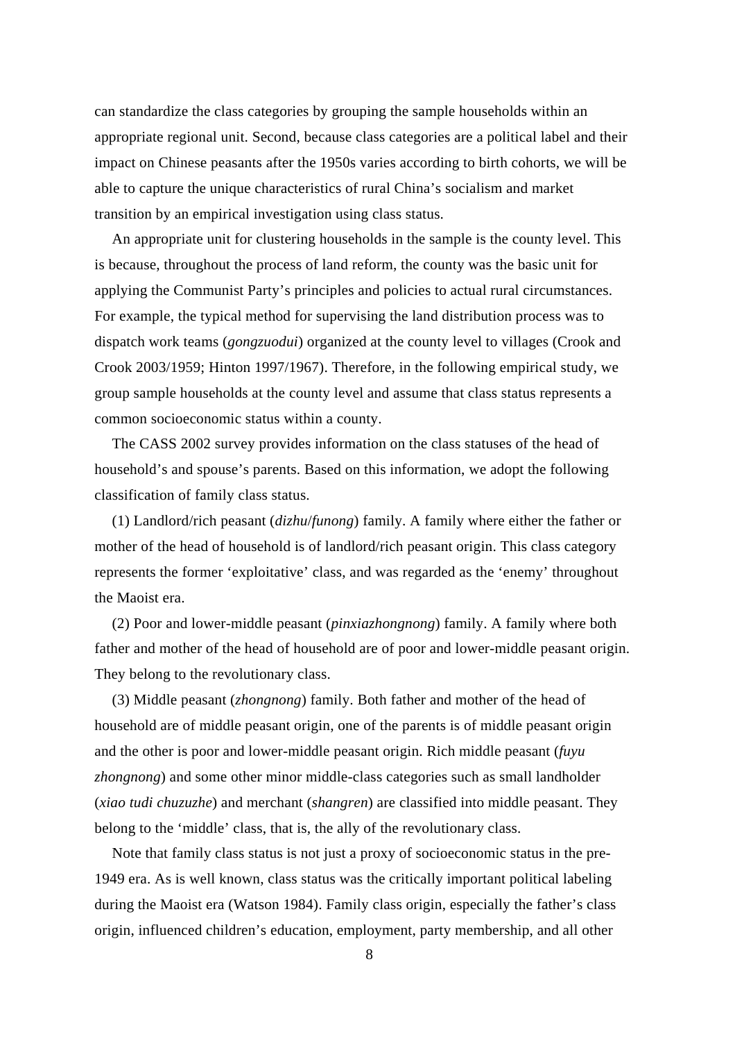can standardize the class categories by grouping the sample households within an appropriate regional unit. Second, because class categories are a political label and their impact on Chinese peasants after the 1950s varies according to birth cohorts, we will be able to capture the unique characteristics of rural China's socialism and market transition by an empirical investigation using class status.

An appropriate unit for clustering households in the sample is the county level. This is because, throughout the process of land reform, the county was the basic unit for applying the Communist Party's principles and policies to actual rural circumstances. For example, the typical method for supervising the land distribution process was to dispatch work teams (*gongzuodui*) organized at the county level to villages (Crook and Crook 2003/1959; Hinton 1997/1967). Therefore, in the following empirical study, we group sample households at the county level and assume that class status represents a common socioeconomic status within a county.

The CASS 2002 survey provides information on the class statuses of the head of household's and spouse's parents. Based on this information, we adopt the following classification of family class status.

(1) Landlord/rich peasant (*dizhu*/*funong*) family. A family where either the father or mother of the head of household is of landlord/rich peasant origin. This class category represents the former 'exploitative' class, and was regarded as the 'enemy' throughout the Maoist era.

(2) Poor and lower-middle peasant (*pinxiazhongnong*) family. A family where both father and mother of the head of household are of poor and lower-middle peasant origin. They belong to the revolutionary class.

(3) Middle peasant (*zhongnong*) family. Both father and mother of the head of household are of middle peasant origin, one of the parents is of middle peasant origin and the other is poor and lower-middle peasant origin. Rich middle peasant (*fuyu zhongnong*) and some other minor middle-class categories such as small landholder (*xiao tudi chuzuzhe*) and merchant (*shangren*) are classified into middle peasant. They belong to the 'middle' class, that is, the ally of the revolutionary class.

Note that family class status is not just a proxy of socioeconomic status in the pre-1949 era. As is well known, class status was the critically important political labeling during the Maoist era (Watson 1984). Family class origin, especially the father's class origin, influenced children's education, employment, party membership, and all other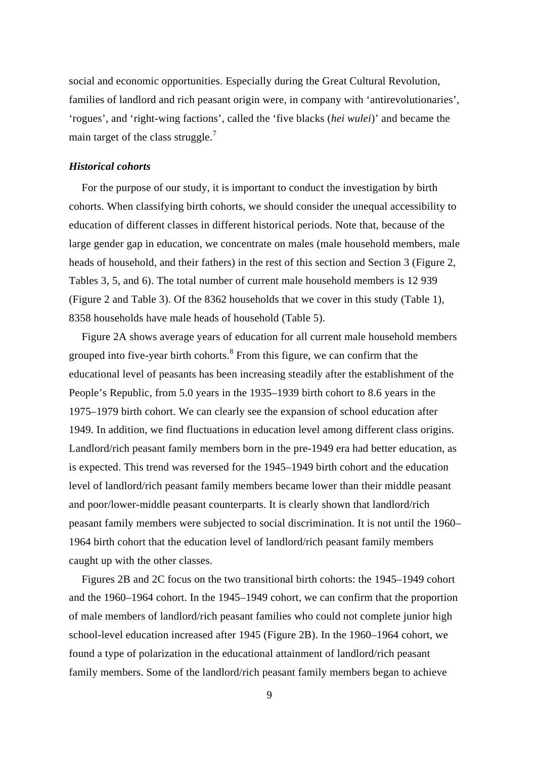social and economic opportunities. Especially during the Great Cultural Revolution, families of landlord and rich peasant origin were, in company with 'antirevolutionaries', 'rogues', and 'right-wing factions', called the 'five blacks (*hei wulei*)' and became the main target of the class struggle.[7]

### *Historical cohorts*

For the purpose of our study, it is important to conduct the investigation by birth cohorts. When classifying birth cohorts, we should consider the unequal accessibility to education of different classes in different historical periods. Note that, because of the large gender gap in education, we concentrate on males (male household members, male heads of household, and their fathers) in the rest of this section and Section 3 (Figure 2, Tables 3, 5, and 6). The total number of current male household members is 12 939 (Figure 2 and Table 3). Of the 8362 households that we cover in this study (Table 1), 8358 households have male heads of household (Table 5).

Figure 2A shows average years of education for all current male household members grouped into five-year birth cohorts.[8] From this figure, we can confirm that the educational level of peasants has been increasing steadily after the establishment of the People's Republic, from 5.0 years in the 1935–1939 birth cohort to 8.6 years in the 1975–1979 birth cohort. We can clearly see the expansion of school education after 1949. In addition, we find fluctuations in education level among different class origins. Landlord/rich peasant family members born in the pre-1949 era had better education, as is expected. This trend was reversed for the 1945–1949 birth cohort and the education level of landlord/rich peasant family members became lower than their middle peasant and poor/lower-middle peasant counterparts. It is clearly shown that landlord/rich peasant family members were subjected to social discrimination. It is not until the 1960–1964 birth cohort that the education level of landlord/rich peasant family members caught up with the other classes.

Figures 2B and 2C focus on the two transitional birth cohorts: the 1945–1949 cohort and the 1960–1964 cohort. In the 1945–1949 cohort, we can confirm that the proportion of male members of landlord/rich peasant families who could not complete junior high school-level education increased after 1945 (Figure 2B). In the 1960–1964 cohort, we found a type of polarization in the educational attainment of landlord/rich peasant family members. Some of the landlord/rich peasant family members began to achieve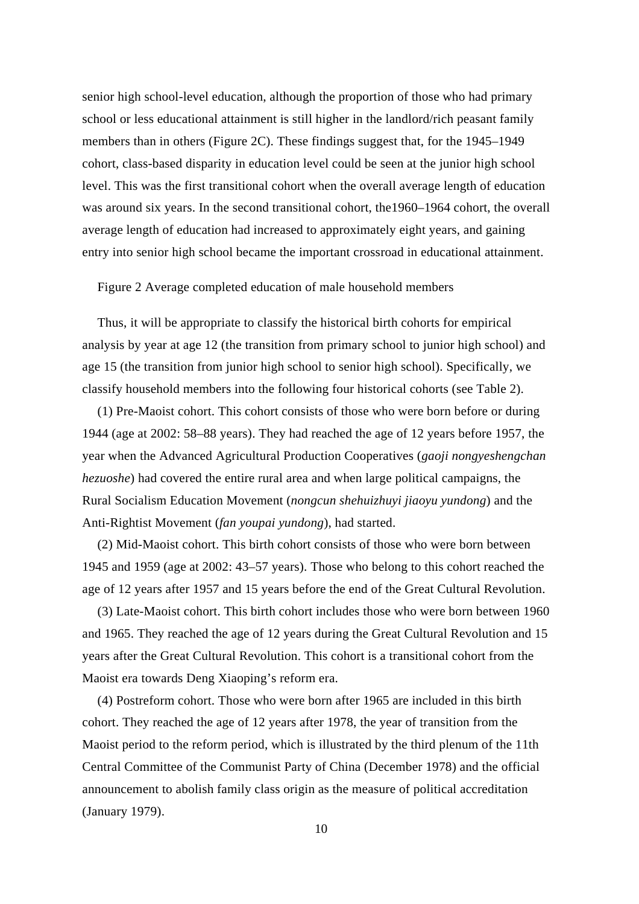senior high school-level education, although the proportion of those who had primary school or less educational attainment is still higher in the landlord/rich peasant family members than in others (Figure 2C). These findings suggest that, for the 1945–1949 cohort, class-based disparity in education level could be seen at the junior high school level. This was the first transitional cohort when the overall average length of education was around six years. In the second transitional cohort, the1960–1964 cohort, the overall average length of education had increased to approximately eight years, and gaining entry into senior high school became the important crossroad in educational attainment.

Figure 2 Average completed education of male household members

Thus, it will be appropriate to classify the historical birth cohorts for empirical analysis by year at age 12 (the transition from primary school to junior high school) and age 15 (the transition from junior high school to senior high school). Specifically, we classify household members into the following four historical cohorts (see Table 2).

(1) Pre-Maoist cohort. This cohort consists of those who were born before or during 1944 (age at 2002: 58–88 years). They had reached the age of 12 years before 1957, the year when the Advanced Agricultural Production Cooperatives (*gaoji nongyeshengchan hezuoshe*) had covered the entire rural area and when large political campaigns, the Rural Socialism Education Movement (*nongcun shehuizhuyi jiaoyu yundong*) and the Anti-Rightist Movement (*fan youpai yundong*), had started.

(2) Mid-Maoist cohort. This birth cohort consists of those who were born between 1945 and 1959 (age at 2002: 43–57 years). Those who belong to this cohort reached the age of 12 years after 1957 and 15 years before the end of the Great Cultural Revolution.

(3) Late-Maoist cohort. This birth cohort includes those who were born between 1960 and 1965. They reached the age of 12 years during the Great Cultural Revolution and 15 years after the Great Cultural Revolution. This cohort is a transitional cohort from the Maoist era towards Deng Xiaoping's reform era.

(4) Postreform cohort. Those who were born after 1965 are included in this birth cohort. They reached the age of 12 years after 1978, the year of transition from the Maoist period to the reform period, which is illustrated by the third plenum of the 11th Central Committee of the Communist Party of China (December 1978) and the official announcement to abolish family class origin as the measure of political accreditation (January 1979).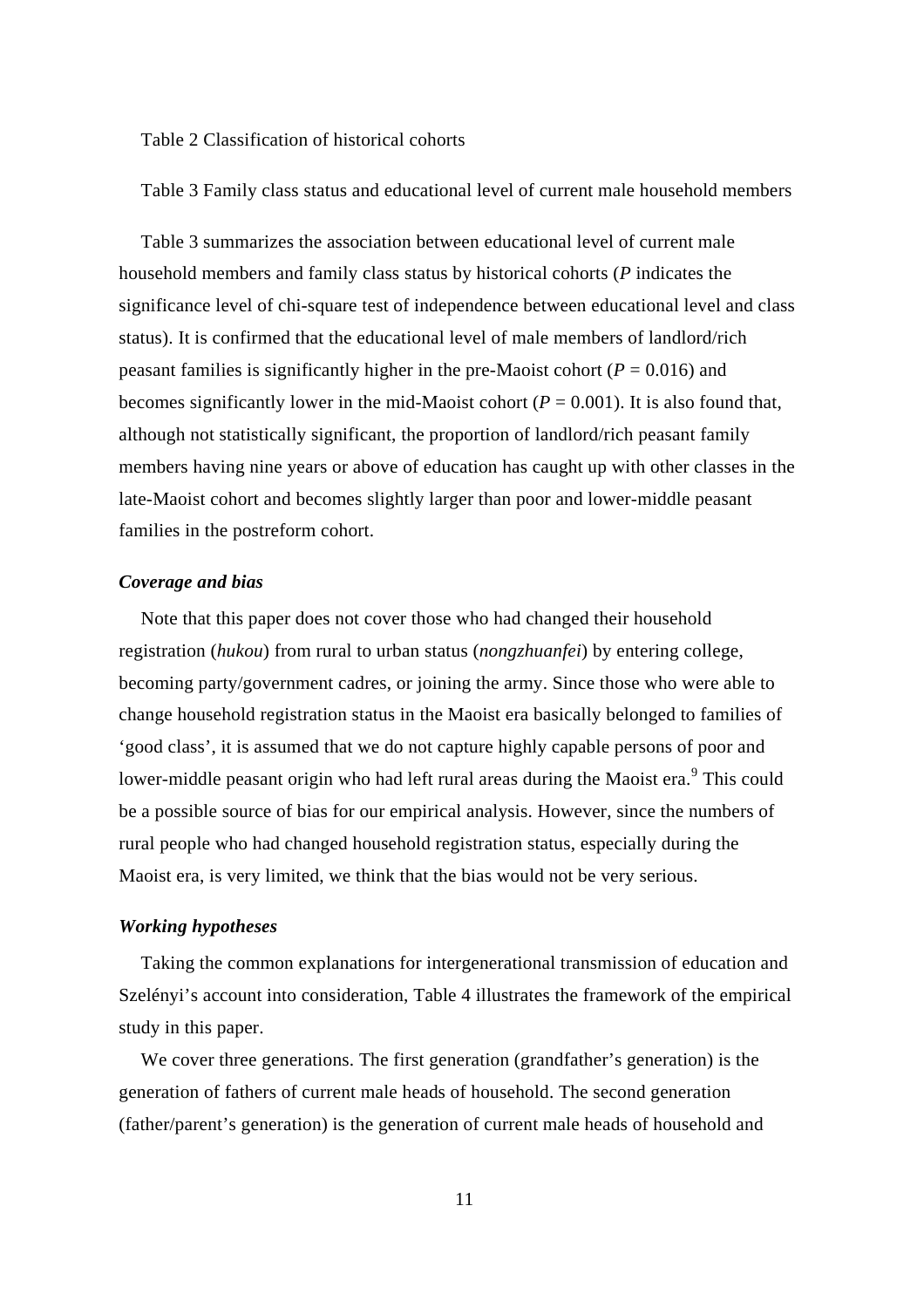Table 2 Classification of historical cohorts

Table 3 Family class status and educational level of current male household members

Table 3 summarizes the association between educational level of current male household members and family class status by historical cohorts (*P* indicates the significance level of chi-square test of independence between educational level and class status). It is confirmed that the educational level of male members of landlord/rich peasant families is significantly higher in the pre-Maoist cohort ($P = 0.016$) and becomes significantly lower in the mid-Maoist cohort ($P = 0.001$). It is also found that, although not statistically significant, the proportion of landlord/rich peasant family members having nine years or above of education has caught up with other classes in the late-Maoist cohort and becomes slightly larger than poor and lower-middle peasant families in the postreform cohort.

### *Coverage and bias*

Note that this paper does not cover those who had changed their household registration (*hukou*) from rural to urban status (*nongzhuanfei*) by entering college, becoming party/government cadres, or joining the army. Since those who were able to change household registration status in the Maoist era basically belonged to families of ‘good class’, it is assumed that we do not capture highly capable persons of poor and lower-middle peasant origin who had left rural areas during the Maoist era.[9] This could be a possible source of bias for our empirical analysis. However, since the numbers of rural people who had changed household registration status, especially during the Maoist era, is very limited, we think that the bias would not be very serious.

### *Working hypotheses*

Taking the common explanations for intergenerational transmission of education and Szelényi’s account into consideration, Table 4 illustrates the framework of the empirical study in this paper.

We cover three generations. The first generation (grandfather’s generation) is the generation of fathers of current male heads of household. The second generation (father/parent’s generation) is the generation of current male heads of household and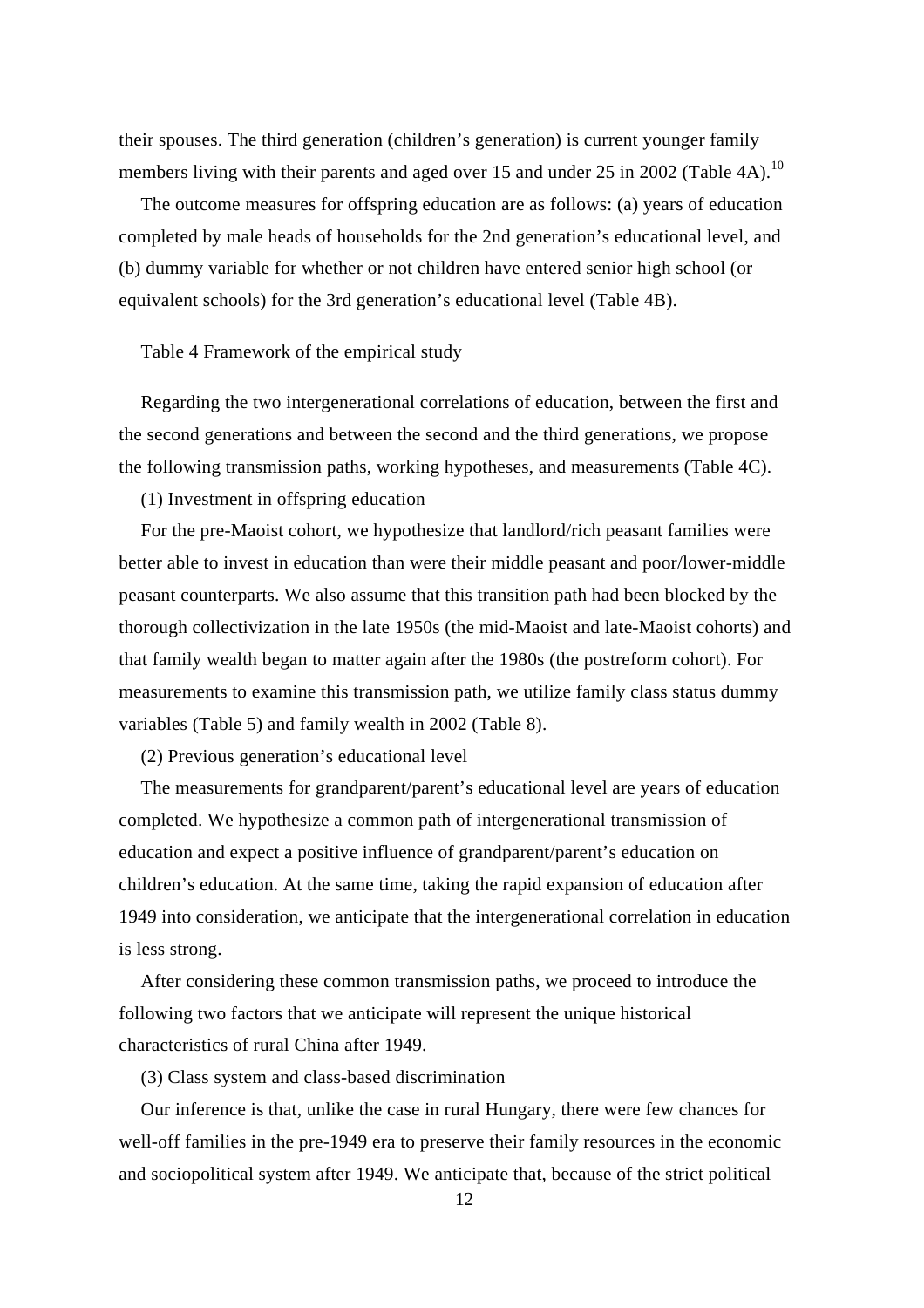their spouses. The third generation (children's generation) is current younger family members living with their parents and aged over 15 and under 25 in 2002 (Table 4A).[10]

The outcome measures for offspring education are as follows: (a) years of education completed by male heads of households for the 2nd generation's educational level, and (b) dummy variable for whether or not children have entered senior high school (or equivalent schools) for the 3rd generation's educational level (Table 4B).

Table 4 Framework of the empirical study

Regarding the two intergenerational correlations of education, between the first and the second generations and between the second and the third generations, we propose the following transmission paths, working hypotheses, and measurements (Table 4C).

(1) Investment in offspring education

For the pre-Maoist cohort, we hypothesize that landlord/rich peasant families were better able to invest in education than were their middle peasant and poor/lower-middle peasant counterparts. We also assume that this transition path had been blocked by the thorough collectivization in the late 1950s (the mid-Maoist and late-Maoist cohorts) and that family wealth began to matter again after the 1980s (the postreform cohort). For measurements to examine this transmission path, we utilize family class status dummy variables (Table 5) and family wealth in 2002 (Table 8).

(2) Previous generation's educational level

The measurements for grandparent/parent's educational level are years of education completed. We hypothesize a common path of intergenerational transmission of education and expect a positive influence of grandparent/parent's education on children's education. At the same time, taking the rapid expansion of education after 1949 into consideration, we anticipate that the intergenerational correlation in education is less strong.

After considering these common transmission paths, we proceed to introduce the following two factors that we anticipate will represent the unique historical characteristics of rural China after 1949.

(3) Class system and class-based discrimination

Our inference is that, unlike the case in rural Hungary, there were few chances for well-off families in the pre-1949 era to preserve their family resources in the economic and sociopolitical system after 1949. We anticipate that, because of the strict political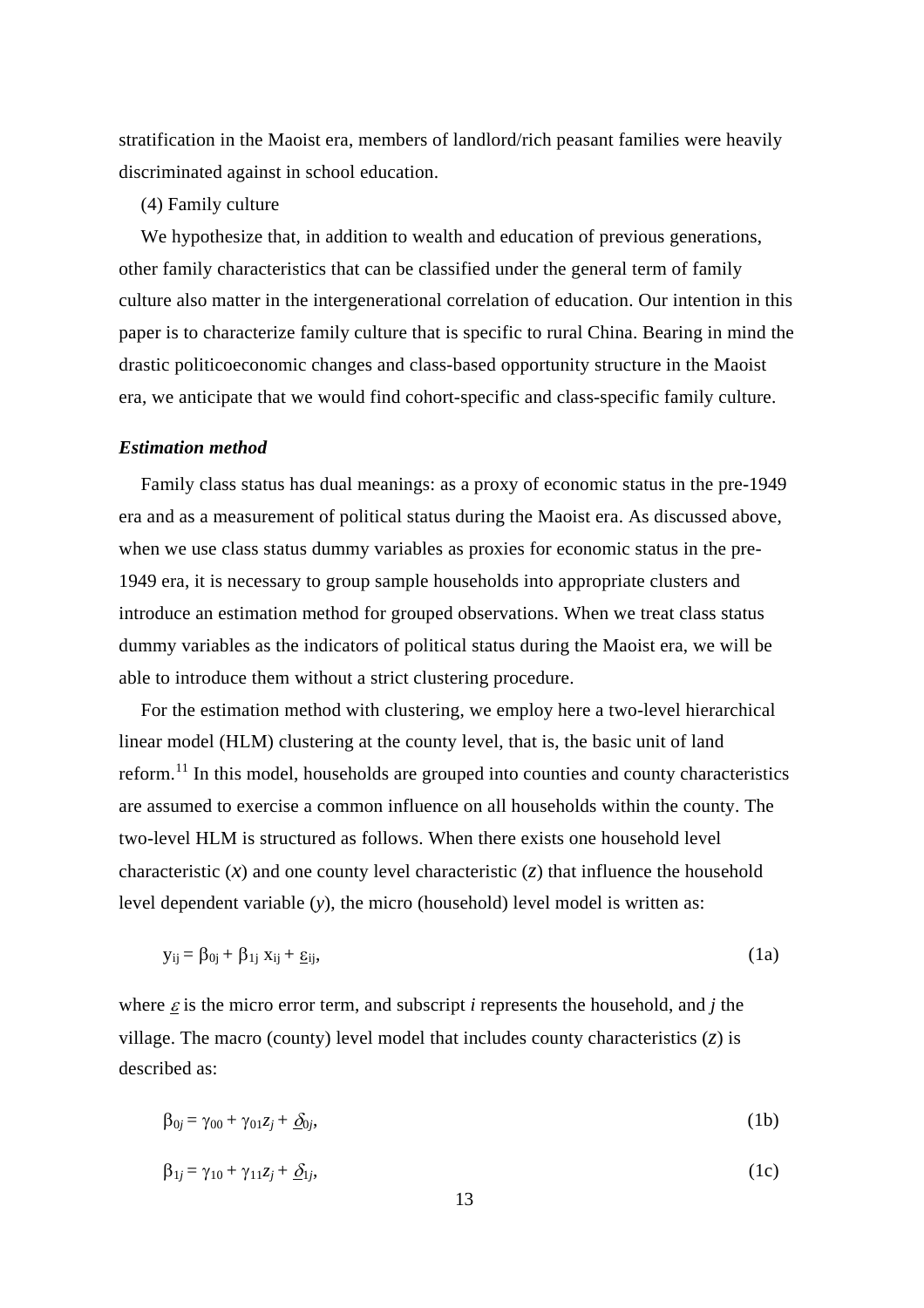stratification in the Maoist era, members of landlord/rich peasant families were heavily discriminated against in school education.

(4) Family culture

We hypothesize that, in addition to wealth and education of previous generations, other family characteristics that can be classified under the general term of family culture also matter in the intergenerational correlation of education. Our intention in this paper is to characterize family culture that is specific to rural China. Bearing in mind the drastic politicoeconomic changes and class-based opportunity structure in the Maoist era, we anticipate that we would find cohort-specific and class-specific family culture.

### *Estimation method*

Family class status has dual meanings: as a proxy of economic status in the pre-1949 era and as a measurement of political status during the Maoist era. As discussed above, when we use class status dummy variables as proxies for economic status in the pre-1949 era, it is necessary to group sample households into appropriate clusters and introduce an estimation method for grouped observations. When we treat class status dummy variables as the indicators of political status during the Maoist era, we will be able to introduce them without a strict clustering procedure.

For the estimation method with clustering, we employ here a two-level hierarchical linear model (HLM) clustering at the county level, that is, the basic unit of land reform.[11] In this model, households are grouped into counties and county characteristics are assumed to exercise a common influence on all households within the county. The two-level HLM is structured as follows. When there exists one household level characteristic ($x$) and one county level characteristic ($z$) that influence the household level dependent variable ($y$), the micro (household) level model is written as:

$$y_{ij} = \beta_{0j} + \beta_{1j}\, x_{ij} + \underline{\varepsilon}_{ij}, \tag{1a}$$

where $\underline{\varepsilon}$ is the micro error term, and subscript $i$ represents the household, and $j$ the village. The macro (county) level model that includes county characteristics ($z$) is described as:

$$\beta_{0j} = \gamma_{00} + \gamma_{01} z_j + \underline{\delta}_{0j}, \tag{1b}$$

$$\beta_{1j} = \gamma_{10} + \gamma_{11} z_j + \underline{\delta}_{1j}, \tag{1c}$$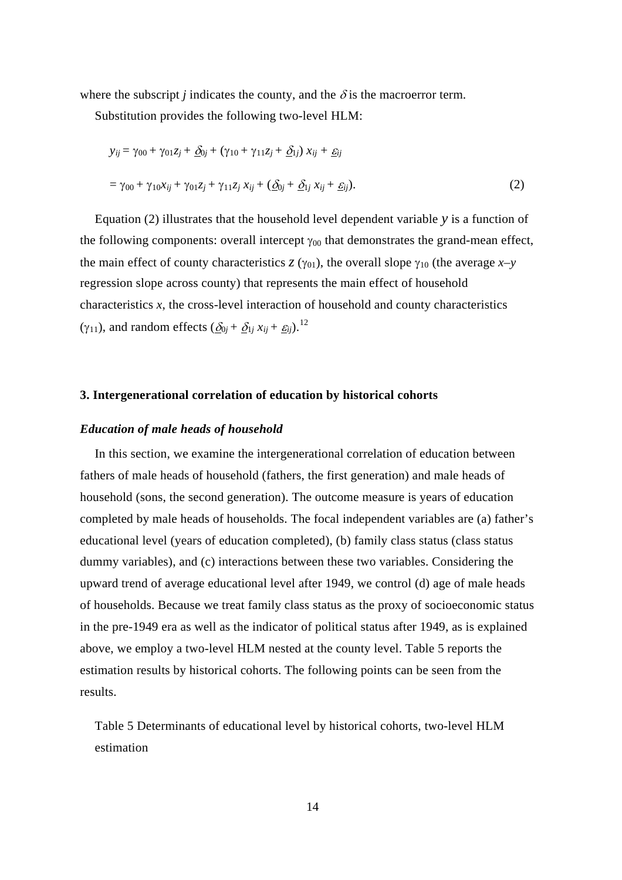where the subscript $j$ indicates the county, and the $\delta$ is the macroerror term.

Substitution provides the following two-level HLM:

$$y_{ij} = \gamma_{00} + \gamma_{01}z_j + \underline{\delta}_{0j} + (\gamma_{10} + \gamma_{11}z_j + \underline{\delta}_{1j})\, x_{ij} + \underline{\varepsilon}_{ij}$$

$$= \gamma_{00} + \gamma_{10}x_{ij} + \gamma_{01}z_j + \gamma_{11}z_j\, x_{ij} + (\underline{\delta}_{0j} + \underline{\delta}_{1j}\, x_{ij} + \underline{\varepsilon}_{ij}). \tag{2}$$

Equation (2) illustrates that the household level dependent variable $y$ is a function of the following components: overall intercept $\gamma_{00}$ that demonstrates the grand-mean effect, the main effect of county characteristics $z$ ($\gamma_{01}$), the overall slope $\gamma_{10}$ (the average $x$–$y$ regression slope across county) that represents the main effect of household characteristics $x$, the cross-level interaction of household and county characteristics ($\gamma_{11}$), and random effects ($\underline{\delta}_{0j} + \underline{\delta}_{1j}\, x_{ij} + \underline{\varepsilon}_{ij}$).[12]

## 3. Intergenerational correlation of education by historical cohorts

### *Education of male heads of household*

In this section, we examine the intergenerational correlation of education between fathers of male heads of household (fathers, the first generation) and male heads of household (sons, the second generation). The outcome measure is years of education completed by male heads of households. The focal independent variables are (a) father's educational level (years of education completed), (b) family class status (class status dummy variables), and (c) interactions between these two variables. Considering the upward trend of average educational level after 1949, we control (d) age of male heads of households. Because we treat family class status as the proxy of socioeconomic status in the pre-1949 era as well as the indicator of political status after 1949, as is explained above, we employ a two-level HLM nested at the county level. Table 5 reports the estimation results by historical cohorts. The following points can be seen from the results.

Table 5 Determinants of educational level by historical cohorts, two-level HLM estimation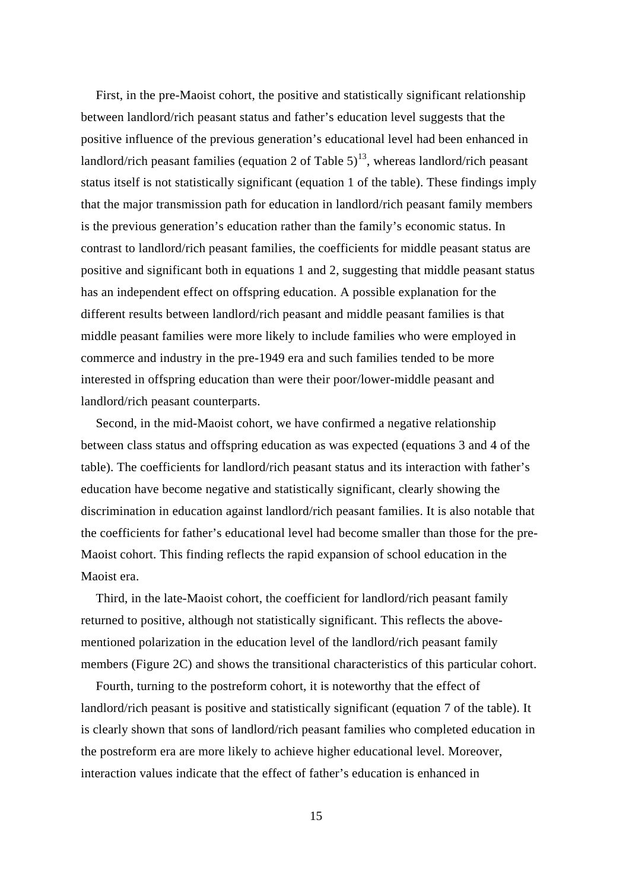First, in the pre-Maoist cohort, the positive and statistically significant relationship between landlord/rich peasant status and father's education level suggests that the positive influence of the previous generation's educational level had been enhanced in landlord/rich peasant families (equation 2 of Table 5)[13], whereas landlord/rich peasant status itself is not statistically significant (equation 1 of the table). These findings imply that the major transmission path for education in landlord/rich peasant family members is the previous generation's education rather than the family's economic status. In contrast to landlord/rich peasant families, the coefficients for middle peasant status are positive and significant both in equations 1 and 2, suggesting that middle peasant status has an independent effect on offspring education. A possible explanation for the different results between landlord/rich peasant and middle peasant families is that middle peasant families were more likely to include families who were employed in commerce and industry in the pre-1949 era and such families tended to be more interested in offspring education than were their poor/lower-middle peasant and landlord/rich peasant counterparts.

Second, in the mid-Maoist cohort, we have confirmed a negative relationship between class status and offspring education as was expected (equations 3 and 4 of the table). The coefficients for landlord/rich peasant status and its interaction with father's education have become negative and statistically significant, clearly showing the discrimination in education against landlord/rich peasant families. It is also notable that the coefficients for father's educational level had become smaller than those for the pre-Maoist cohort. This finding reflects the rapid expansion of school education in the Maoist era.

Third, in the late-Maoist cohort, the coefficient for landlord/rich peasant family returned to positive, although not statistically significant. This reflects the above-mentioned polarization in the education level of the landlord/rich peasant family members (Figure 2C) and shows the transitional characteristics of this particular cohort.

Fourth, turning to the postreform cohort, it is noteworthy that the effect of landlord/rich peasant is positive and statistically significant (equation 7 of the table). It is clearly shown that sons of landlord/rich peasant families who completed education in the postreform era are more likely to achieve higher educational level. Moreover, interaction values indicate that the effect of father's education is enhanced in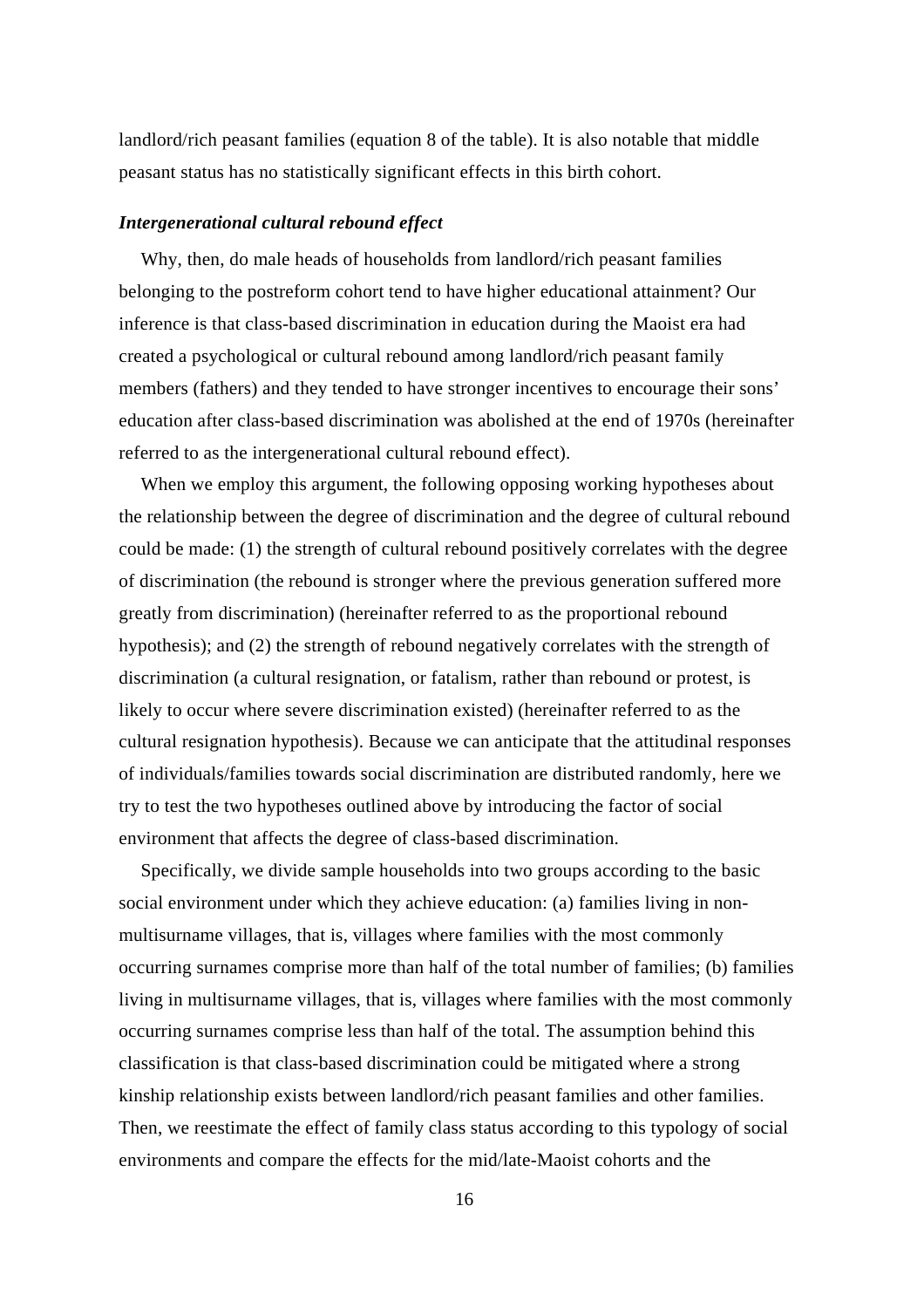landlord/rich peasant families (equation 8 of the table). It is also notable that middle peasant status has no statistically significant effects in this birth cohort.

### *Intergenerational cultural rebound effect*

Why, then, do male heads of households from landlord/rich peasant families belonging to the postreform cohort tend to have higher educational attainment? Our inference is that class-based discrimination in education during the Maoist era had created a psychological or cultural rebound among landlord/rich peasant family members (fathers) and they tended to have stronger incentives to encourage their sons' education after class-based discrimination was abolished at the end of 1970s (hereinafter referred to as the intergenerational cultural rebound effect).

When we employ this argument, the following opposing working hypotheses about the relationship between the degree of discrimination and the degree of cultural rebound could be made: (1) the strength of cultural rebound positively correlates with the degree of discrimination (the rebound is stronger where the previous generation suffered more greatly from discrimination) (hereinafter referred to as the proportional rebound hypothesis); and (2) the strength of rebound negatively correlates with the strength of discrimination (a cultural resignation, or fatalism, rather than rebound or protest, is likely to occur where severe discrimination existed) (hereinafter referred to as the cultural resignation hypothesis). Because we can anticipate that the attitudinal responses of individuals/families towards social discrimination are distributed randomly, here we try to test the two hypotheses outlined above by introducing the factor of social environment that affects the degree of class-based discrimination.

Specifically, we divide sample households into two groups according to the basic social environment under which they achieve education: (a) families living in non-multisurname villages, that is, villages where families with the most commonly occurring surnames comprise more than half of the total number of families; (b) families living in multisurname villages, that is, villages where families with the most commonly occurring surnames comprise less than half of the total. The assumption behind this classification is that class-based discrimination could be mitigated where a strong kinship relationship exists between landlord/rich peasant families and other families. Then, we reestimate the effect of family class status according to this typology of social environments and compare the effects for the mid/late-Maoist cohorts and the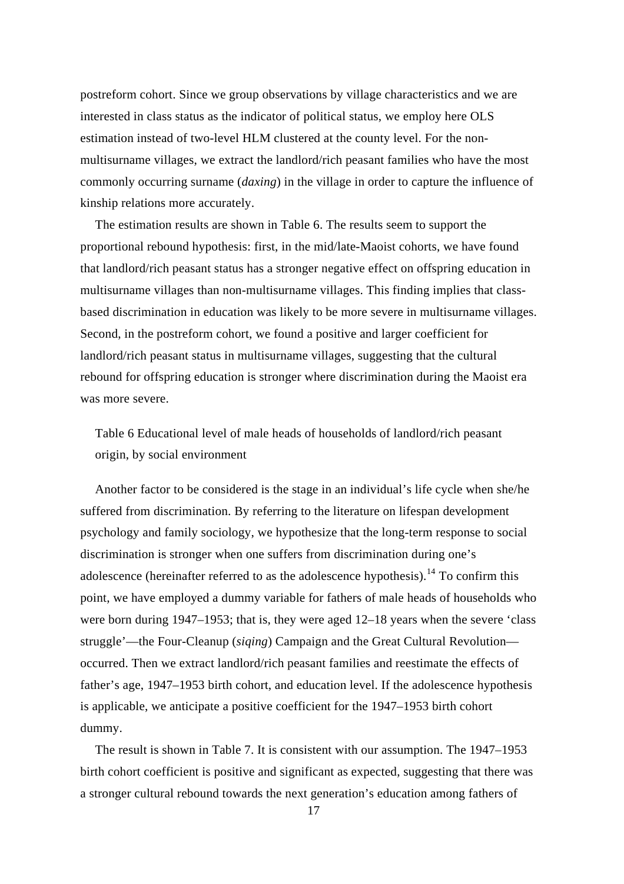postreform cohort. Since we group observations by village characteristics and we are interested in class status as the indicator of political status, we employ here OLS estimation instead of two-level HLM clustered at the county level. For the non-multisurname villages, we extract the landlord/rich peasant families who have the most commonly occurring surname (*daxing*) in the village in order to capture the influence of kinship relations more accurately.

The estimation results are shown in Table 6. The results seem to support the proportional rebound hypothesis: first, in the mid/late-Maoist cohorts, we have found that landlord/rich peasant status has a stronger negative effect on offspring education in multisurname villages than non-multisurname villages. This finding implies that class-based discrimination in education was likely to be more severe in multisurname villages. Second, in the postreform cohort, we found a positive and larger coefficient for landlord/rich peasant status in multisurname villages, suggesting that the cultural rebound for offspring education is stronger where discrimination during the Maoist era was more severe.

Table 6 Educational level of male heads of households of landlord/rich peasant origin, by social environment

Another factor to be considered is the stage in an individual's life cycle when she/he suffered from discrimination. By referring to the literature on lifespan development psychology and family sociology, we hypothesize that the long-term response to social discrimination is stronger when one suffers from discrimination during one's adolescence (hereinafter referred to as the adolescence hypothesis).[14] To confirm this point, we have employed a dummy variable for fathers of male heads of households who were born during 1947–1953; that is, they were aged 12–18 years when the severe 'class struggle'—the Four-Cleanup (*siqing*) Campaign and the Great Cultural Revolution—occurred. Then we extract landlord/rich peasant families and reestimate the effects of father's age, 1947–1953 birth cohort, and education level. If the adolescence hypothesis is applicable, we anticipate a positive coefficient for the 1947–1953 birth cohort dummy.

The result is shown in Table 7. It is consistent with our assumption. The 1947–1953 birth cohort coefficient is positive and significant as expected, suggesting that there was a stronger cultural rebound towards the next generation's education among fathers of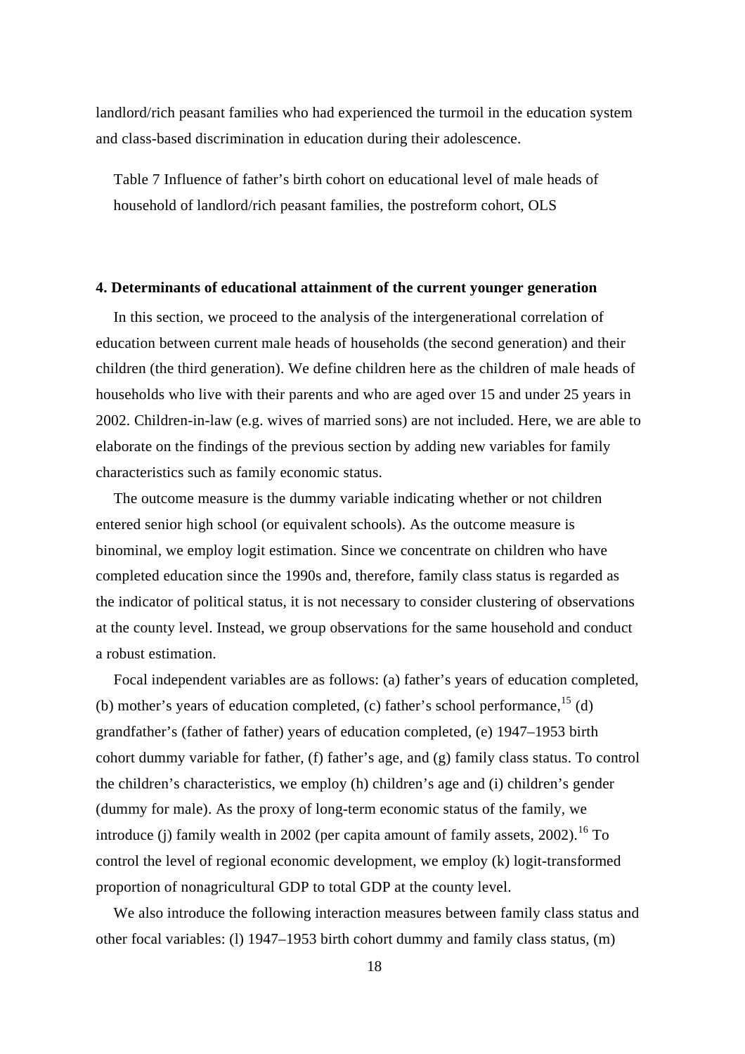landlord/rich peasant families who had experienced the turmoil in the education system and class-based discrimination in education during their adolescence.

Table 7 Influence of father's birth cohort on educational level of male heads of household of landlord/rich peasant families, the postreform cohort, OLS

**4. Determinants of educational attainment of the current younger generation**

In this section, we proceed to the analysis of the intergenerational correlation of education between current male heads of households (the second generation) and their children (the third generation). We define children here as the children of male heads of households who live with their parents and who are aged over 15 and under 25 years in 2002. Children-in-law (e.g. wives of married sons) are not included. Here, we are able to elaborate on the findings of the previous section by adding new variables for family characteristics such as family economic status.

The outcome measure is the dummy variable indicating whether or not children entered senior high school (or equivalent schools). As the outcome measure is binominal, we employ logit estimation. Since we concentrate on children who have completed education since the 1990s and, therefore, family class status is regarded as the indicator of political status, it is not necessary to consider clustering of observations at the county level. Instead, we group observations for the same household and conduct a robust estimation.

Focal independent variables are as follows: (a) father's years of education completed, (b) mother's years of education completed, (c) father's school performance,[15] (d) grandfather's (father of father) years of education completed, (e) 1947–1953 birth cohort dummy variable for father, (f) father's age, and (g) family class status. To control the children's characteristics, we employ (h) children's age and (i) children's gender (dummy for male). As the proxy of long-term economic status of the family, we introduce (j) family wealth in 2002 (per capita amount of family assets, 2002).[16] To control the level of regional economic development, we employ (k) logit-transformed proportion of nonagricultural GDP to total GDP at the county level.

We also introduce the following interaction measures between family class status and other focal variables: (l) 1947–1953 birth cohort dummy and family class status, (m)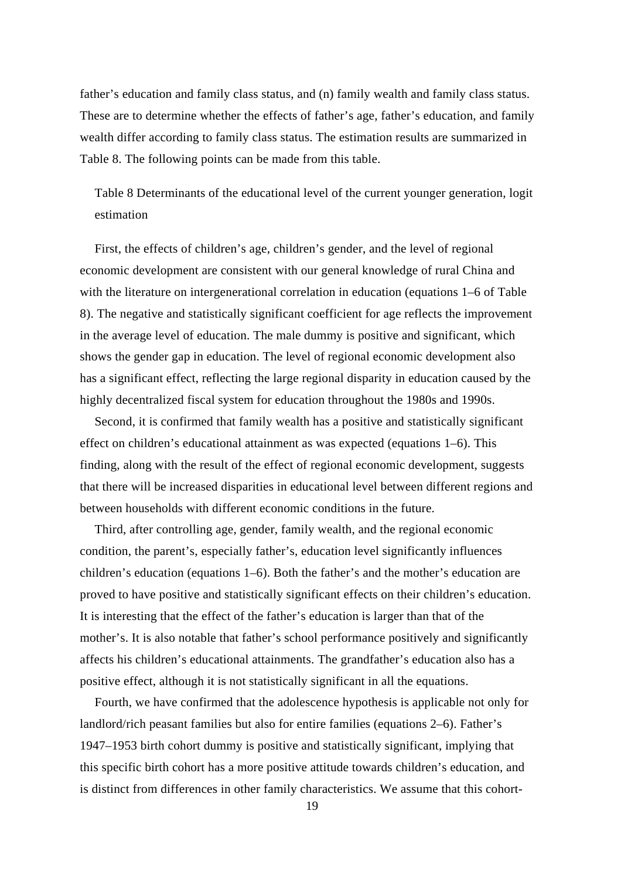father's education and family class status, and (n) family wealth and family class status. These are to determine whether the effects of father's age, father's education, and family wealth differ according to family class status. The estimation results are summarized in Table 8. The following points can be made from this table.

Table 8 Determinants of the educational level of the current younger generation, logit estimation

First, the effects of children's age, children's gender, and the level of regional economic development are consistent with our general knowledge of rural China and with the literature on intergenerational correlation in education (equations 1–6 of Table 8). The negative and statistically significant coefficient for age reflects the improvement in the average level of education. The male dummy is positive and significant, which shows the gender gap in education. The level of regional economic development also has a significant effect, reflecting the large regional disparity in education caused by the highly decentralized fiscal system for education throughout the 1980s and 1990s.

Second, it is confirmed that family wealth has a positive and statistically significant effect on children's educational attainment as was expected (equations 1–6). This finding, along with the result of the effect of regional economic development, suggests that there will be increased disparities in educational level between different regions and between households with different economic conditions in the future.

Third, after controlling age, gender, family wealth, and the regional economic condition, the parent's, especially father's, education level significantly influences children's education (equations 1–6). Both the father's and the mother's education are proved to have positive and statistically significant effects on their children's education. It is interesting that the effect of the father's education is larger than that of the mother's. It is also notable that father's school performance positively and significantly affects his children's educational attainments. The grandfather's education also has a positive effect, although it is not statistically significant in all the equations.

Fourth, we have confirmed that the adolescence hypothesis is applicable not only for landlord/rich peasant families but also for entire families (equations 2–6). Father's 1947–1953 birth cohort dummy is positive and statistically significant, implying that this specific birth cohort has a more positive attitude towards children's education, and is distinct from differences in other family characteristics. We assume that this cohort-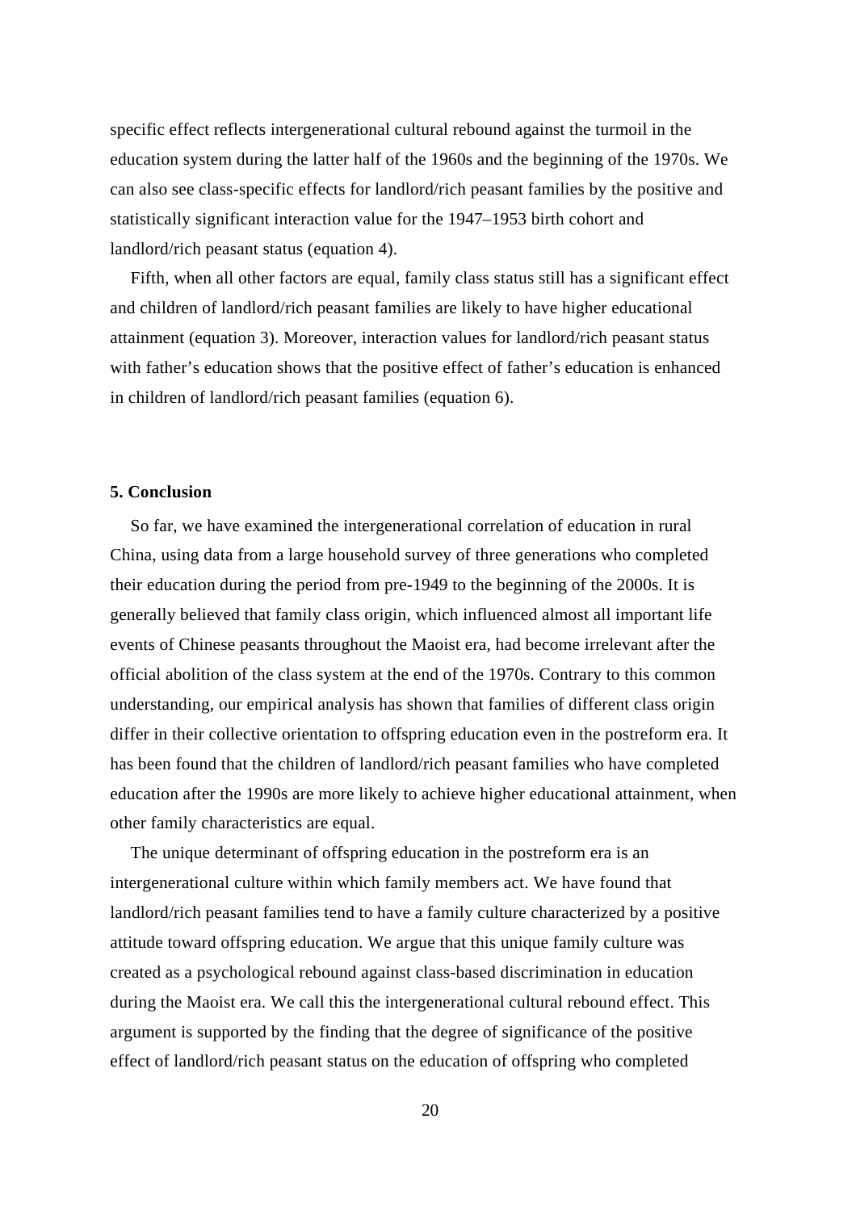specific effect reflects intergenerational cultural rebound against the turmoil in the education system during the latter half of the 1960s and the beginning of the 1970s. We can also see class-specific effects for landlord/rich peasant families by the positive and statistically significant interaction value for the 1947–1953 birth cohort and landlord/rich peasant status (equation 4).

Fifth, when all other factors are equal, family class status still has a significant effect and children of landlord/rich peasant families are likely to have higher educational attainment (equation 3). Moreover, interaction values for landlord/rich peasant status with father's education shows that the positive effect of father's education is enhanced in children of landlord/rich peasant families (equation 6).

## 5. Conclusion

So far, we have examined the intergenerational correlation of education in rural China, using data from a large household survey of three generations who completed their education during the period from pre-1949 to the beginning of the 2000s. It is generally believed that family class origin, which influenced almost all important life events of Chinese peasants throughout the Maoist era, had become irrelevant after the official abolition of the class system at the end of the 1970s. Contrary to this common understanding, our empirical analysis has shown that families of different class origin differ in their collective orientation to offspring education even in the postreform era. It has been found that the children of landlord/rich peasant families who have completed education after the 1990s are more likely to achieve higher educational attainment, when other family characteristics are equal.

The unique determinant of offspring education in the postreform era is an intergenerational culture within which family members act. We have found that landlord/rich peasant families tend to have a family culture characterized by a positive attitude toward offspring education. We argue that this unique family culture was created as a psychological rebound against class-based discrimination in education during the Maoist era. We call this the intergenerational cultural rebound effect. This argument is supported by the finding that the degree of significance of the positive effect of landlord/rich peasant status on the education of offspring who completed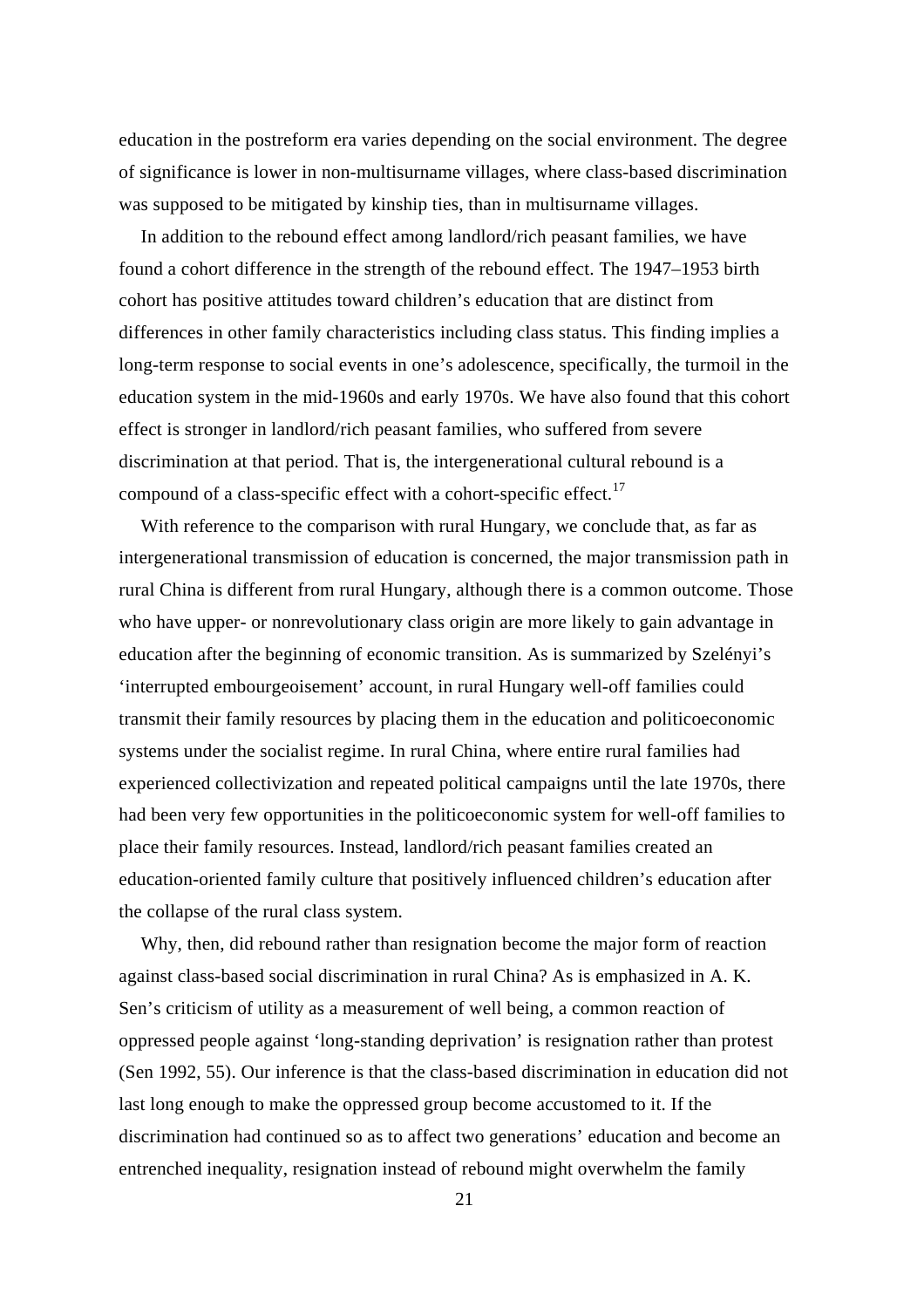education in the postreform era varies depending on the social environment. The degree of significance is lower in non-multisurname villages, where class-based discrimination was supposed to be mitigated by kinship ties, than in multisurname villages.

In addition to the rebound effect among landlord/rich peasant families, we have found a cohort difference in the strength of the rebound effect. The 1947–1953 birth cohort has positive attitudes toward children's education that are distinct from differences in other family characteristics including class status. This finding implies a long-term response to social events in one's adolescence, specifically, the turmoil in the education system in the mid-1960s and early 1970s. We have also found that this cohort effect is stronger in landlord/rich peasant families, who suffered from severe discrimination at that period. That is, the intergenerational cultural rebound is a compound of a class-specific effect with a cohort-specific effect.[17]

With reference to the comparison with rural Hungary, we conclude that, as far as intergenerational transmission of education is concerned, the major transmission path in rural China is different from rural Hungary, although there is a common outcome. Those who have upper- or nonrevolutionary class origin are more likely to gain advantage in education after the beginning of economic transition. As is summarized by Szelényi's 'interrupted embourgeoisement' account, in rural Hungary well-off families could transmit their family resources by placing them in the education and politicoeconomic systems under the socialist regime. In rural China, where entire rural families had experienced collectivization and repeated political campaigns until the late 1970s, there had been very few opportunities in the politicoeconomic system for well-off families to place their family resources. Instead, landlord/rich peasant families created an education-oriented family culture that positively influenced children's education after the collapse of the rural class system.

Why, then, did rebound rather than resignation become the major form of reaction against class-based social discrimination in rural China? As is emphasized in A. K. Sen's criticism of utility as a measurement of well being, a common reaction of oppressed people against 'long-standing deprivation' is resignation rather than protest (Sen 1992, 55). Our inference is that the class-based discrimination in education did not last long enough to make the oppressed group become accustomed to it. If the discrimination had continued so as to affect two generations' education and become an entrenched inequality, resignation instead of rebound might overwhelm the family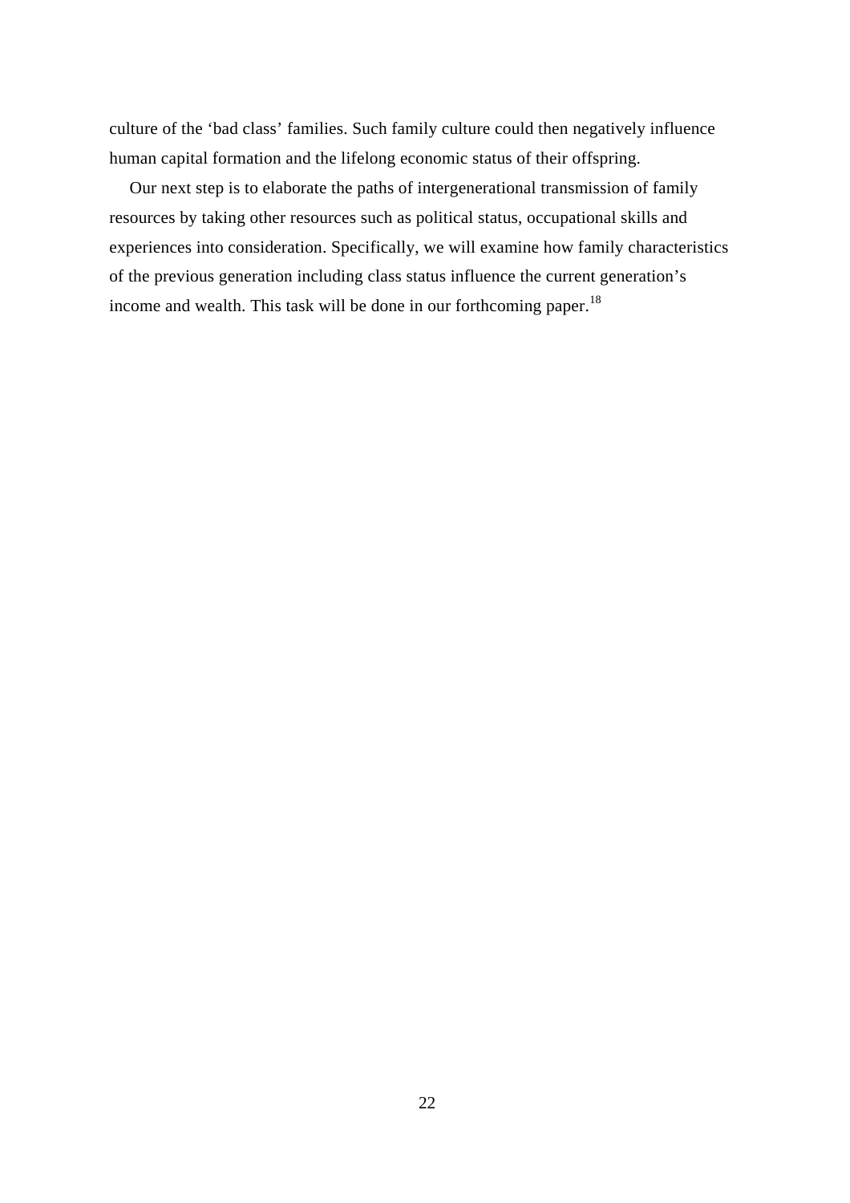culture of the 'bad class' families. Such family culture could then negatively influence human capital formation and the lifelong economic status of their offspring.

Our next step is to elaborate the paths of intergenerational transmission of family resources by taking other resources such as political status, occupational skills and experiences into consideration. Specifically, we will examine how family characteristics of the previous generation including class status influence the current generation's income and wealth. This task will be done in our forthcoming paper.[18]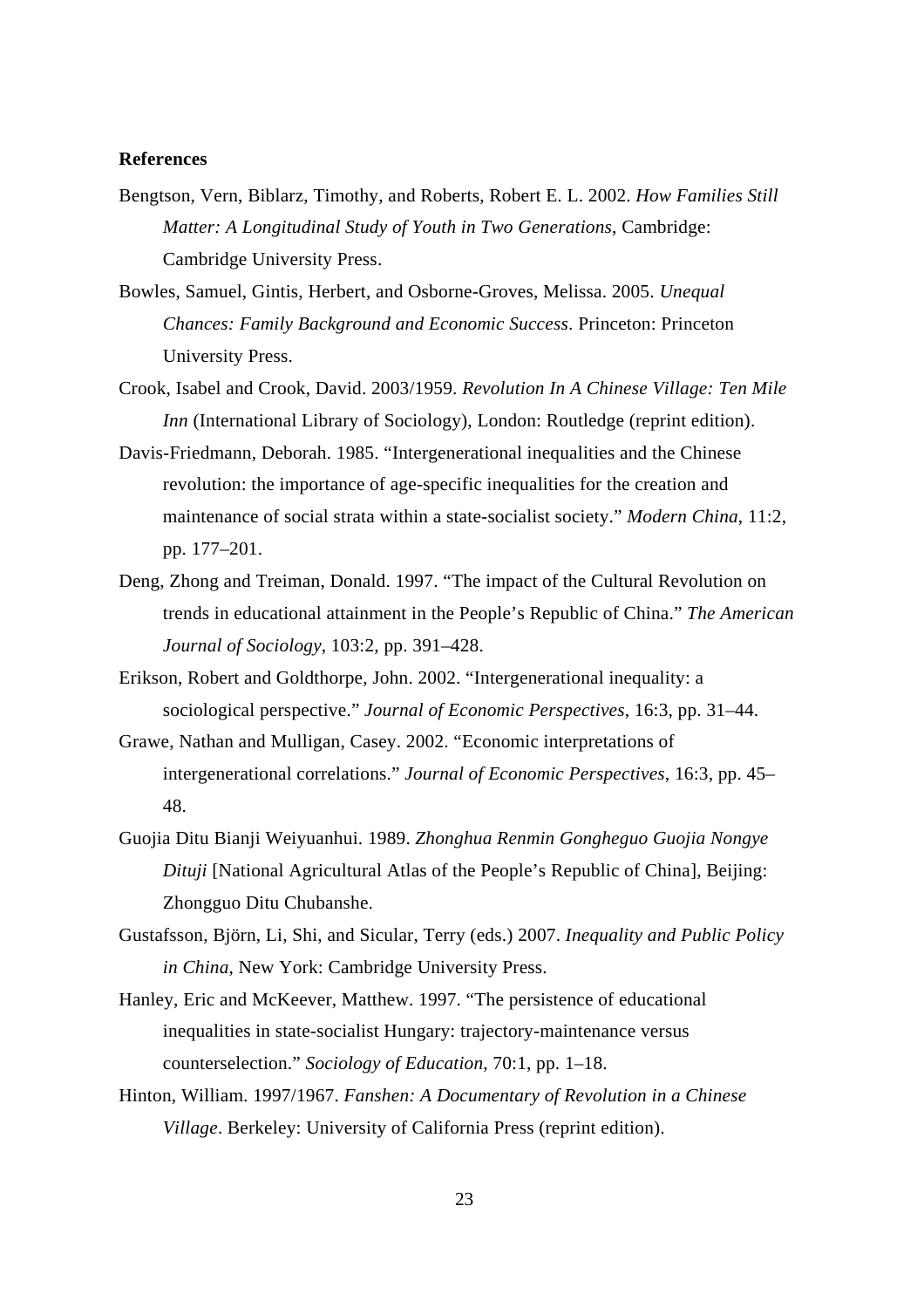**References**

Bengtson, Vern, Biblarz, Timothy, and Roberts, Robert E. L. 2002. *How Families Still Matter: A Longitudinal Study of Youth in Two Generations*, Cambridge: Cambridge University Press.

Bowles, Samuel, Gintis, Herbert, and Osborne-Groves, Melissa. 2005. *Unequal Chances: Family Background and Economic Success*. Princeton: Princeton University Press.

Crook, Isabel and Crook, David. 2003/1959. *Revolution In A Chinese Village: Ten Mile Inn* (International Library of Sociology), London: Routledge (reprint edition).

Davis-Friedmann, Deborah. 1985. "Intergenerational inequalities and the Chinese revolution: the importance of age-specific inequalities for the creation and maintenance of social strata within a state-socialist society." *Modern China*, 11:2, pp. 177–201.

Deng, Zhong and Treiman, Donald. 1997. "The impact of the Cultural Revolution on trends in educational attainment in the People's Republic of China." *The American Journal of Sociology*, 103:2, pp. 391–428.

Erikson, Robert and Goldthorpe, John. 2002. "Intergenerational inequality: a sociological perspective." *Journal of Economic Perspectives*, 16:3, pp. 31–44.

Grawe, Nathan and Mulligan, Casey. 2002. "Economic interpretations of intergenerational correlations." *Journal of Economic Perspectives*, 16:3, pp. 45–48.

Guojia Ditu Bianji Weiyuanhui. 1989. *Zhonghua Renmin Gongheguo Guojia Nongye Dituji* [National Agricultural Atlas of the People's Republic of China], Beijing: Zhongguo Ditu Chubanshe.

Gustafsson, Björn, Li, Shi, and Sicular, Terry (eds.) 2007. *Inequality and Public Policy in China*, New York: Cambridge University Press.

Hanley, Eric and McKeever, Matthew. 1997. "The persistence of educational inequalities in state-socialist Hungary: trajectory-maintenance versus counterselection." *Sociology of Education*, 70:1, pp. 1–18.

Hinton, William. 1997/1967. *Fanshen: A Documentary of Revolution in a Chinese Village*. Berkeley: University of California Press (reprint edition).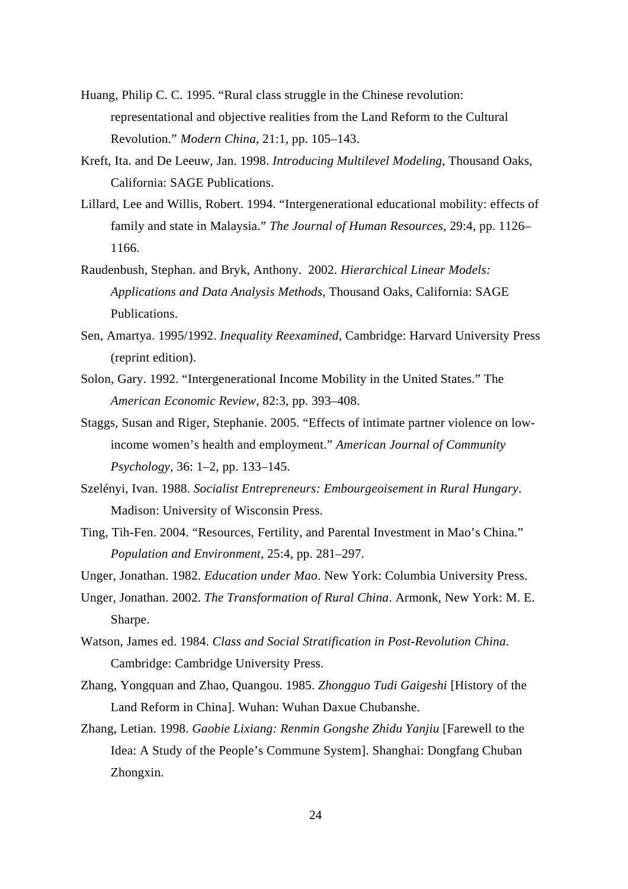Huang, Philip C. C. 1995. "Rural class struggle in the Chinese revolution: representational and objective realities from the Land Reform to the Cultural Revolution." *Modern China*, 21:1, pp. 105–143.

Kreft, Ita. and De Leeuw, Jan. 1998. *Introducing Multilevel Modeling*, Thousand Oaks, California: SAGE Publications.

Lillard, Lee and Willis, Robert. 1994. "Intergenerational educational mobility: effects of family and state in Malaysia." *The Journal of Human Resources*, 29:4, pp. 1126–1166.

Raudenbush, Stephan. and Bryk, Anthony. 2002. *Hierarchical Linear Models: Applications and Data Analysis Methods*, Thousand Oaks, California: SAGE Publications.

Sen, Amartya. 1995/1992. *Inequality Reexamined*, Cambridge: Harvard University Press (reprint edition).

Solon, Gary. 1992. "Intergenerational Income Mobility in the United States." The *American Economic Review*, 82:3, pp. 393–408.

Staggs, Susan and Riger, Stephanie. 2005. "Effects of intimate partner violence on low-income women's health and employment." *American Journal of Community Psychology*, 36: 1–2, pp. 133–145.

Szelényi, Ivan. 1988. *Socialist Entrepreneurs: Embourgeoisement in Rural Hungary*. Madison: University of Wisconsin Press.

Ting, Tih-Fen. 2004. "Resources, Fertility, and Parental Investment in Mao's China." *Population and Environment*, 25:4, pp. 281–297.

Unger, Jonathan. 1982. *Education under Mao*. New York: Columbia University Press.

Unger, Jonathan. 2002. *The Transformation of Rural China*. Armonk, New York: M. E. Sharpe.

Watson, James ed. 1984. *Class and Social Stratification in Post-Revolution China*. Cambridge: Cambridge University Press.

Zhang, Yongquan and Zhao, Quangou. 1985. *Zhongguo Tudi Gaigeshi* [History of the Land Reform in China]. Wuhan: Wuhan Daxue Chubanshe.

Zhang, Letian. 1998. *Gaobie Lixiang: Renmin Gongshe Zhidu Yanjiu* [Farewell to the Idea: A Study of the People's Commune System]. Shanghai: Dongfang Chuban Zhongxin.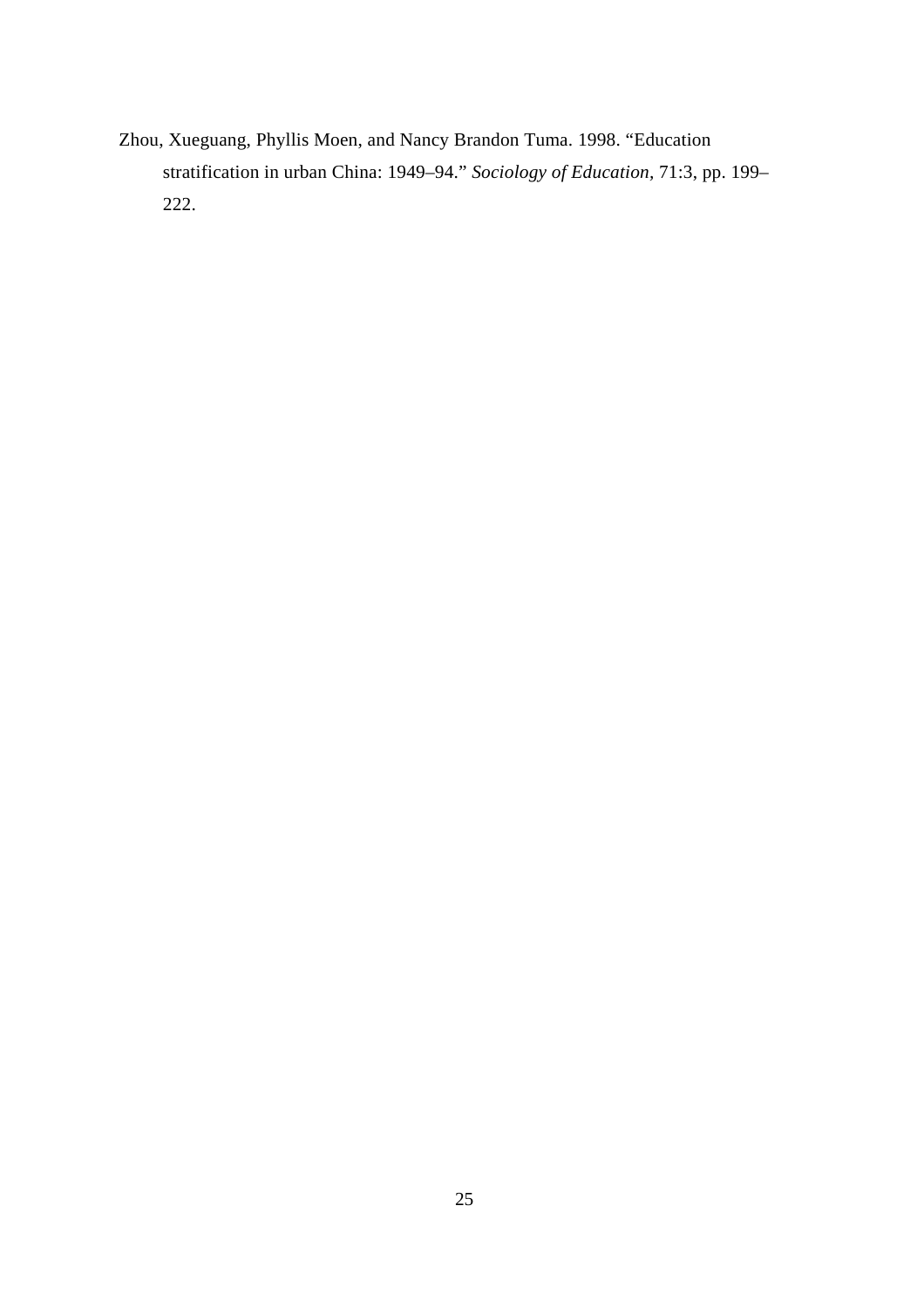Zhou, Xueguang, Phyllis Moen, and Nancy Brandon Tuma. 1998. "Education stratification in urban China: 1949–94." *Sociology of Education*, 71:3, pp. 199–222.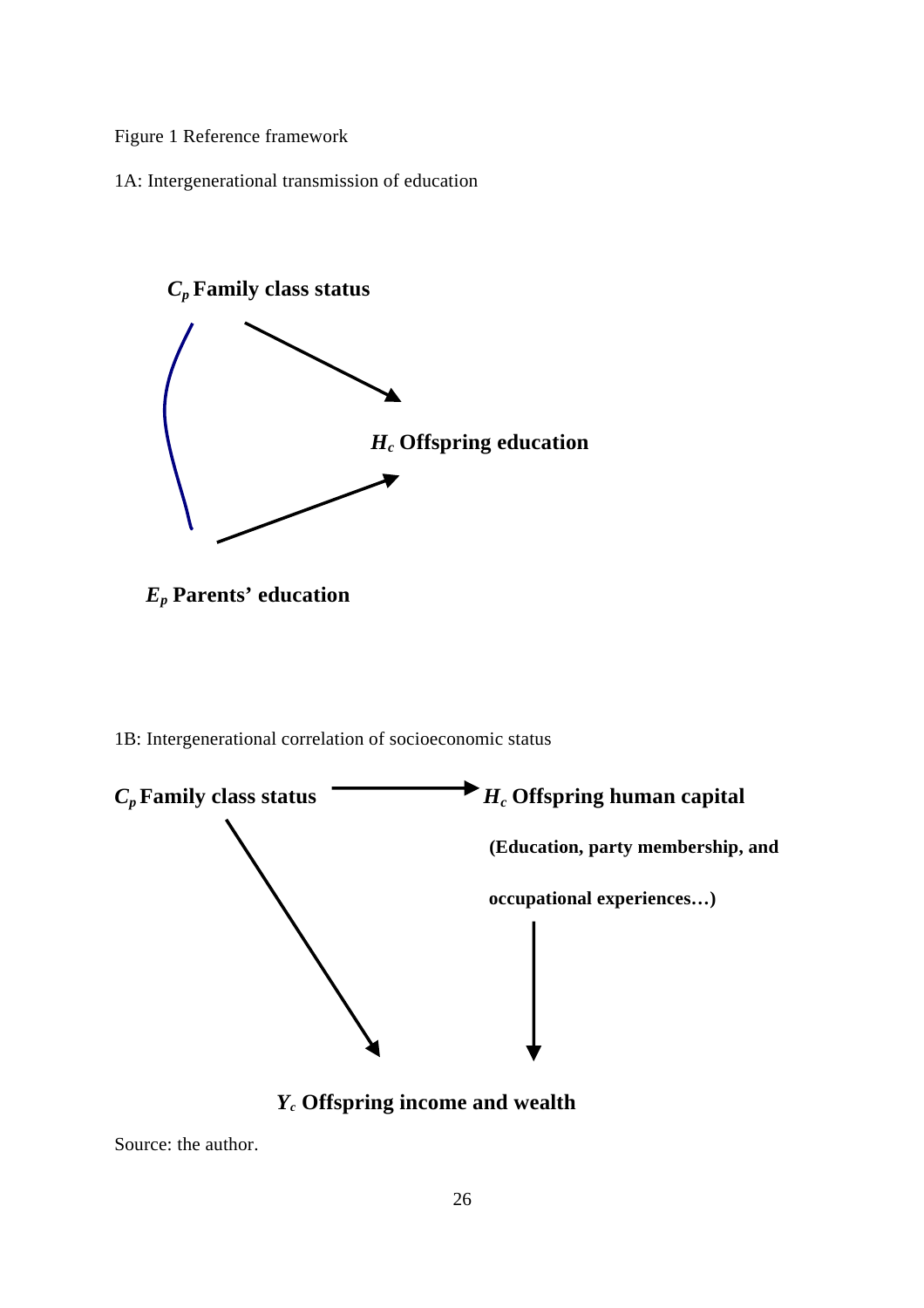Figure 1 Reference framework

1A: Intergenerational transmission of education

***$C_p$* Family class status**

***$H_c$* Offspring education**

***$E_p$* Parents' education**

1B: Intergenerational correlation of socioeconomic status

***$C_p$* Family class status**

***$H_c$* Offspring human capital**

**(Education, party membership, and occupational experiences…)**

***$Y_c$* Offspring income and wealth**

Source: the author.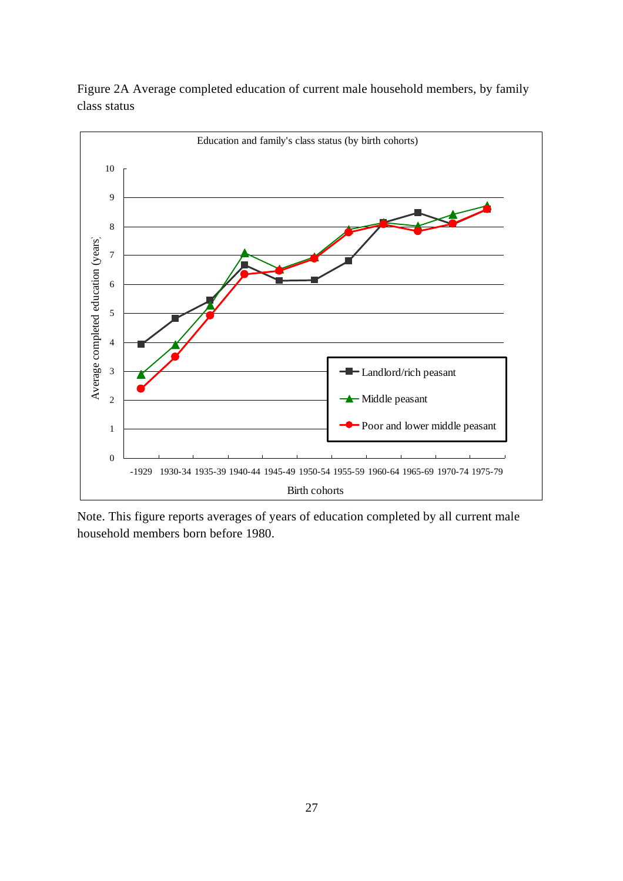Figure 2A Average completed education of current male household members, by family class status

Note. This figure reports averages of years of education completed by all current male household members born before 1980.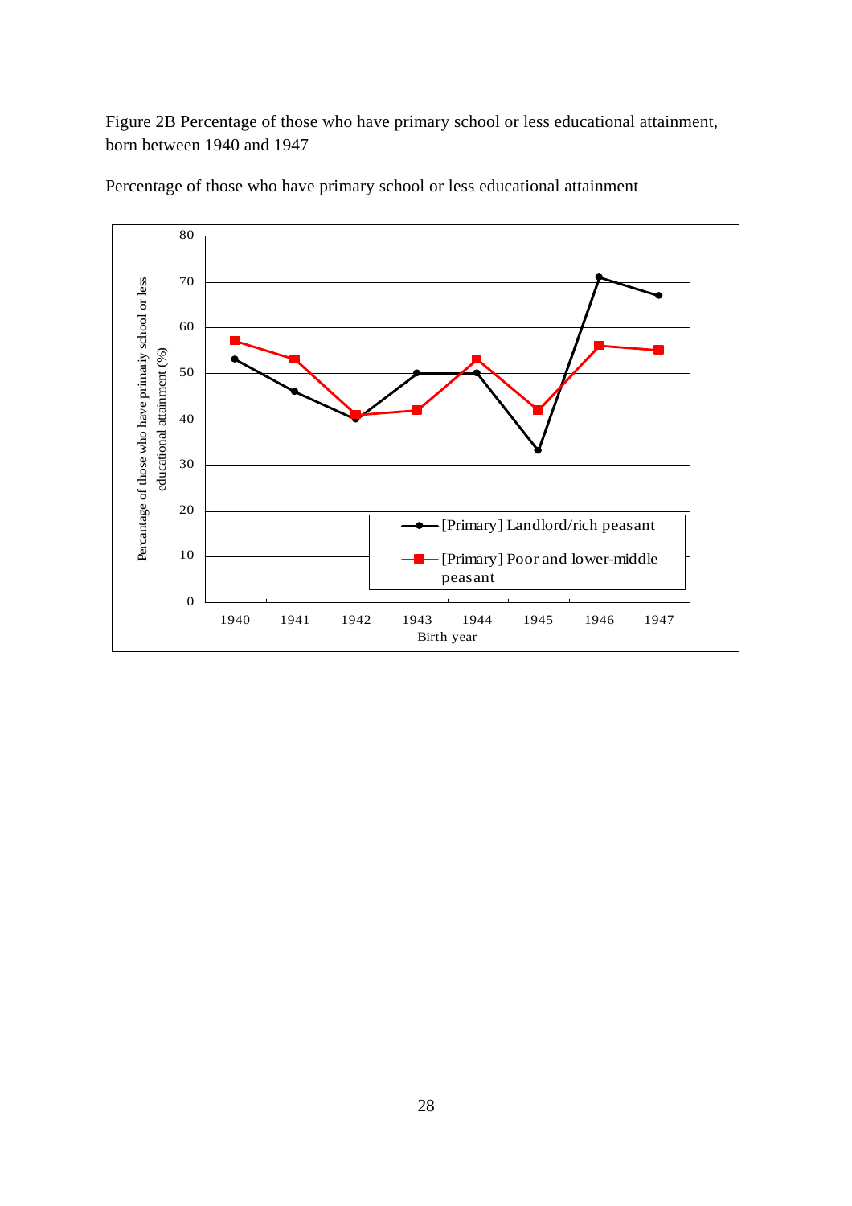Figure 2B Percentage of those who have primary school or less educational attainment, born between 1940 and 1947

Percentage of those who have primary school or less educational attainment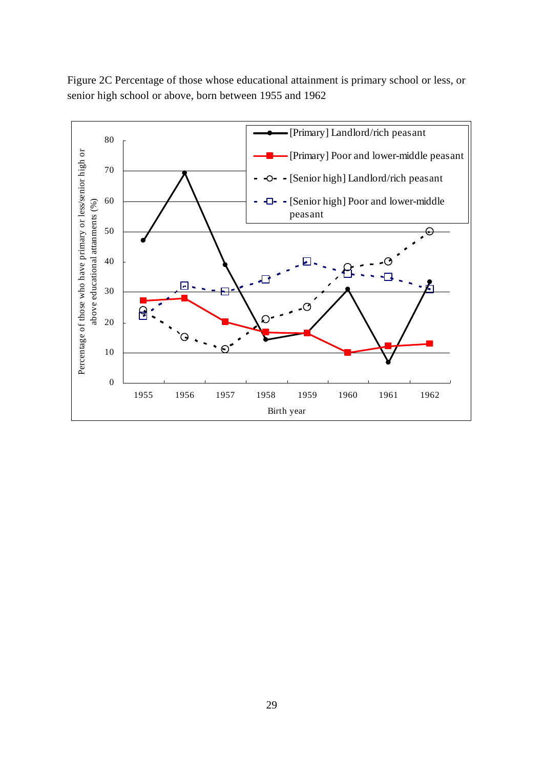Figure 2C Percentage of those whose educational attainment is primary school or less, or senior high school or above, born between 1955 and 1962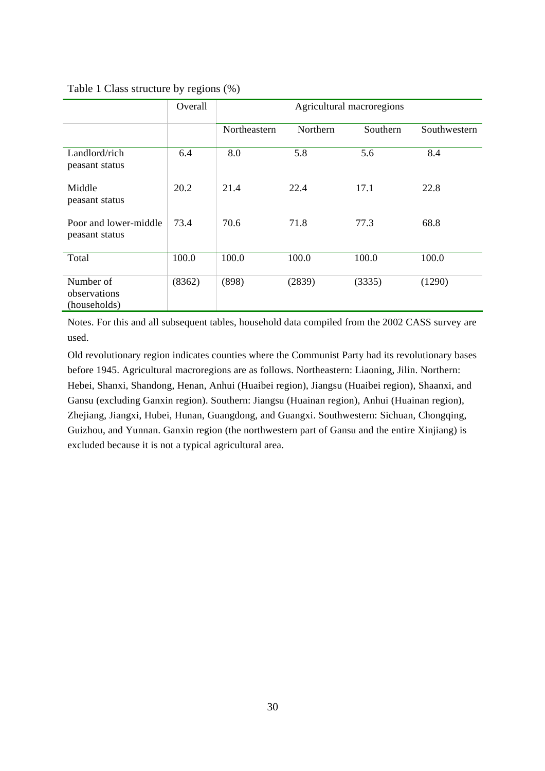Table 1 Class structure by regions (%)

| | Overall | Agricultural macroregions | | | |
|---|---|---|---|---|---|
| | | Northeastern | Northern | Southern | Southwestern |
| Landlord/rich peasant status | 6.4 | 8.0 | 5.8 | 5.6 | 8.4 |
| Middle peasant status | 20.2 | 21.4 | 22.4 | 17.1 | 22.8 |
| Poor and lower-middle peasant status | 73.4 | 70.6 | 71.8 | 77.3 | 68.8 |
| Total | 100.0 | 100.0 | 100.0 | 100.0 | 100.0 |
| Number of observations (households) | (8362) | (898) | (2839) | (3335) | (1290) |

Notes. For this and all subsequent tables, household data compiled from the 2002 CASS survey are used.

Old revolutionary region indicates counties where the Communist Party had its revolutionary bases before 1945. Agricultural macroregions are as follows. Northeastern: Liaoning, Jilin. Northern: Hebei, Shanxi, Shandong, Henan, Anhui (Huaibei region), Jiangsu (Huaibei region), Shaanxi, and Gansu (excluding Ganxin region). Southern: Jiangsu (Huainan region), Anhui (Huainan region), Zhejiang, Jiangxi, Hubei, Hunan, Guangdong, and Guangxi. Southwestern: Sichuan, Chongqing, Guizhou, and Yunnan. Ganxin region (the northwestern part of Gansu and the entire Xinjiang) is excluded because it is not a typical agricultural area.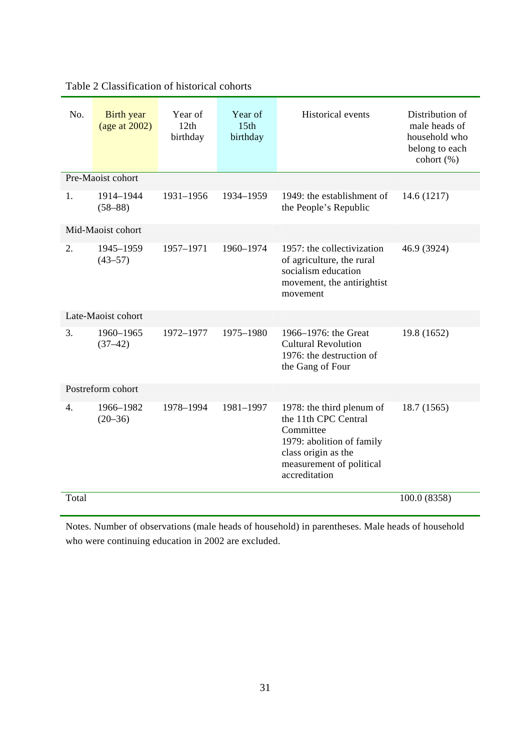Table 2 Classification of historical cohorts

| No. | Birth year (age at 2002) | Year of 12th birthday | Year of 15th birthday | Historical events | Distribution of male heads of household who belong to each cohort (%) |
|---|---|---|---|---|---|
| Pre-Maoist cohort | | | | | |
| 1. | 1914–1944 (58–88) | 1931–1956 | 1934–1959 | 1949: the establishment of the People's Republic | 14.6 (1217) |
| Mid-Maoist cohort | | | | | |
| 2. | 1945–1959 (43–57) | 1957–1971 | 1960–1974 | 1957: the collectivization of agriculture, the rural socialism education movement, the antirightist movement | 46.9 (3924) |
| Late-Maoist cohort | | | | | |
| 3. | 1960–1965 (37–42) | 1972–1977 | 1975–1980 | 1966–1976: the Great Cultural Revolution 1976: the destruction of the Gang of Four | 19.8 (1652) |
| Postreform cohort | | | | | |
| 4. | 1966–1982 (20–36) | 1978–1994 | 1981–1997 | 1978: the third plenum of the 11th CPC Central Committee 1979: abolition of family class origin as the measurement of political accreditation | 18.7 (1565) |
| Total | | | | | 100.0 (8358) |

Notes. Number of observations (male heads of household) in parentheses. Male heads of household who were continuing education in 2002 are excluded.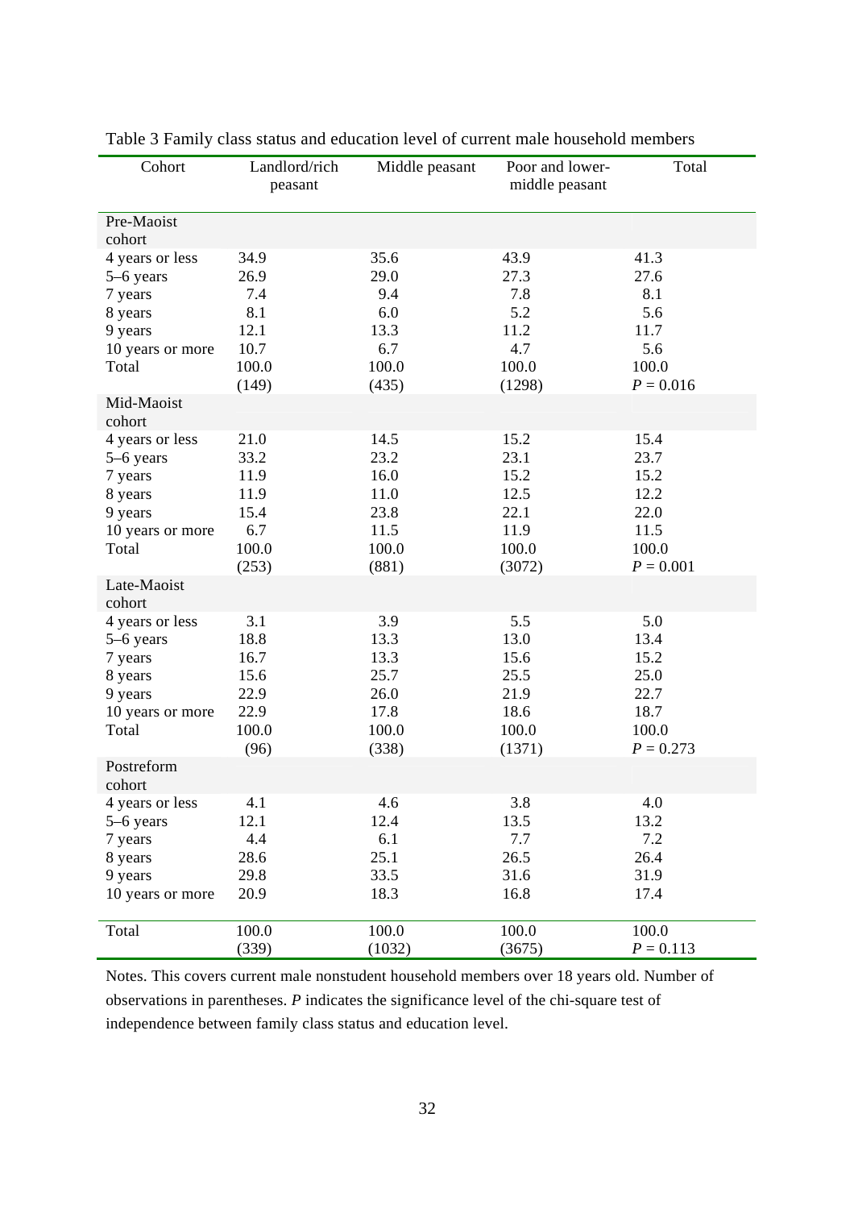Table 3 Family class status and education level of current male household members

| Cohort | Landlord/rich peasant | Middle peasant | Poor and lower-middle peasant | Total |
|---|---|---|---|---|
| Pre-Maoist cohort | | | | |
| 4 years or less | 34.9 | 35.6 | 43.9 | 41.3 |
| 5–6 years | 26.9 | 29.0 | 27.3 | 27.6 |
| 7 years | 7.4 | 9.4 | 7.8 | 8.1 |
| 8 years | 8.1 | 6.0 | 5.2 | 5.6 |
| 9 years | 12.1 | 13.3 | 11.2 | 11.7 |
| 10 years or more | 10.7 | 6.7 | 4.7 | 5.6 |
| Total | 100.0 | 100.0 | 100.0 | 100.0 |
| | (149) | (435) | (1298) | $P = 0.016$ |
| Mid-Maoist cohort | | | | |
| 4 years or less | 21.0 | 14.5 | 15.2 | 15.4 |
| 5–6 years | 33.2 | 23.2 | 23.1 | 23.7 |
| 7 years | 11.9 | 16.0 | 15.2 | 15.2 |
| 8 years | 11.9 | 11.0 | 12.5 | 12.2 |
| 9 years | 15.4 | 23.8 | 22.1 | 22.0 |
| 10 years or more | 6.7 | 11.5 | 11.9 | 11.5 |
| Total | 100.0 | 100.0 | 100.0 | 100.0 |
| | (253) | (881) | (3072) | $P = 0.001$ |
| Late-Maoist cohort | | | | |
| 4 years or less | 3.1 | 3.9 | 5.5 | 5.0 |
| 5–6 years | 18.8 | 13.3 | 13.0 | 13.4 |
| 7 years | 16.7 | 13.3 | 15.6 | 15.2 |
| 8 years | 15.6 | 25.7 | 25.5 | 25.0 |
| 9 years | 22.9 | 26.0 | 21.9 | 22.7 |
| 10 years or more | 22.9 | 17.8 | 18.6 | 18.7 |
| Total | 100.0 | 100.0 | 100.0 | 100.0 |
| | (96) | (338) | (1371) | $P = 0.273$ |
| Postreform cohort | | | | |
| 4 years or less | 4.1 | 4.6 | 3.8 | 4.0 |
| 5–6 years | 12.1 | 12.4 | 13.5 | 13.2 |
| 7 years | 4.4 | 6.1 | 7.7 | 7.2 |
| 8 years | 28.6 | 25.1 | 26.5 | 26.4 |
| 9 years | 29.8 | 33.5 | 31.6 | 31.9 |
| 10 years or more | 20.9 | 18.3 | 16.8 | 17.4 |
| Total | 100.0 | 100.0 | 100.0 | 100.0 |
| | (339) | (1032) | (3675) | $P = 0.113$ |

Notes. This covers current male nonstudent household members over 18 years old. Number of observations in parentheses. *P* indicates the significance level of the chi-square test of independence between family class status and education level.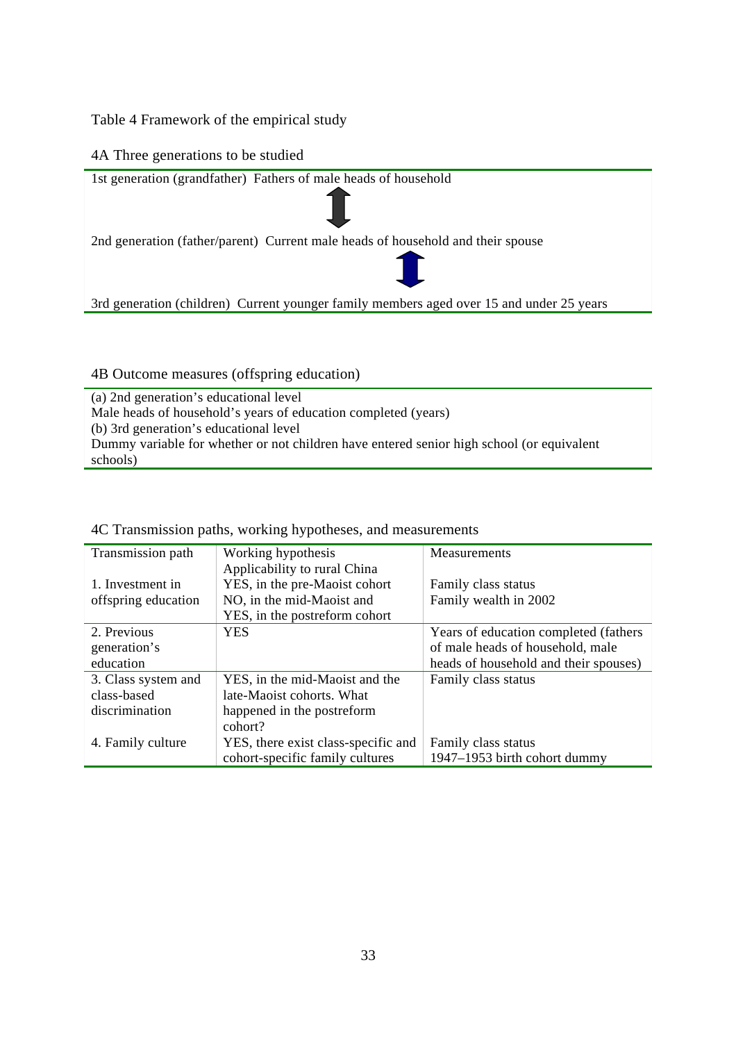Table 4 Framework of the empirical study

4A Three generations to be studied

| | |
|---|---|
| 1st generation (grandfather) | Fathers of male heads of household |
| ↕ | |
| 2nd generation (father/parent) | Current male heads of household and their spouse |
| ↕ | |
| 3rd generation (children) | Current younger family members aged over 15 and under 25 years |

4B Outcome measures (offspring education)

(a) 2nd generation's educational level
Male heads of household's years of education completed (years)
(b) 3rd generation's educational level
Dummy variable for whether or not children have entered senior high school (or equivalent schools)

4C Transmission paths, working hypotheses, and measurements

| Transmission path | Working hypothesis<br>Applicability to rural China | Measurements |
|---|---|---|
| 1. Investment in offspring education | YES, in the pre-Maoist cohort<br>NO, in the mid-Maoist and<br>YES, in the postreform cohort | Family class status<br>Family wealth in 2002 |
| 2. Previous generation's education | YES | Years of education completed (fathers of male heads of household, male heads of household and their spouses) |
| 3. Class system and class-based discrimination | YES, in the mid-Maoist and the late-Maoist cohorts. What happened in the postreform cohort? | Family class status |
| 4. Family culture | YES, there exist class-specific and cohort-specific family cultures | Family class status<br>1947–1953 birth cohort dummy |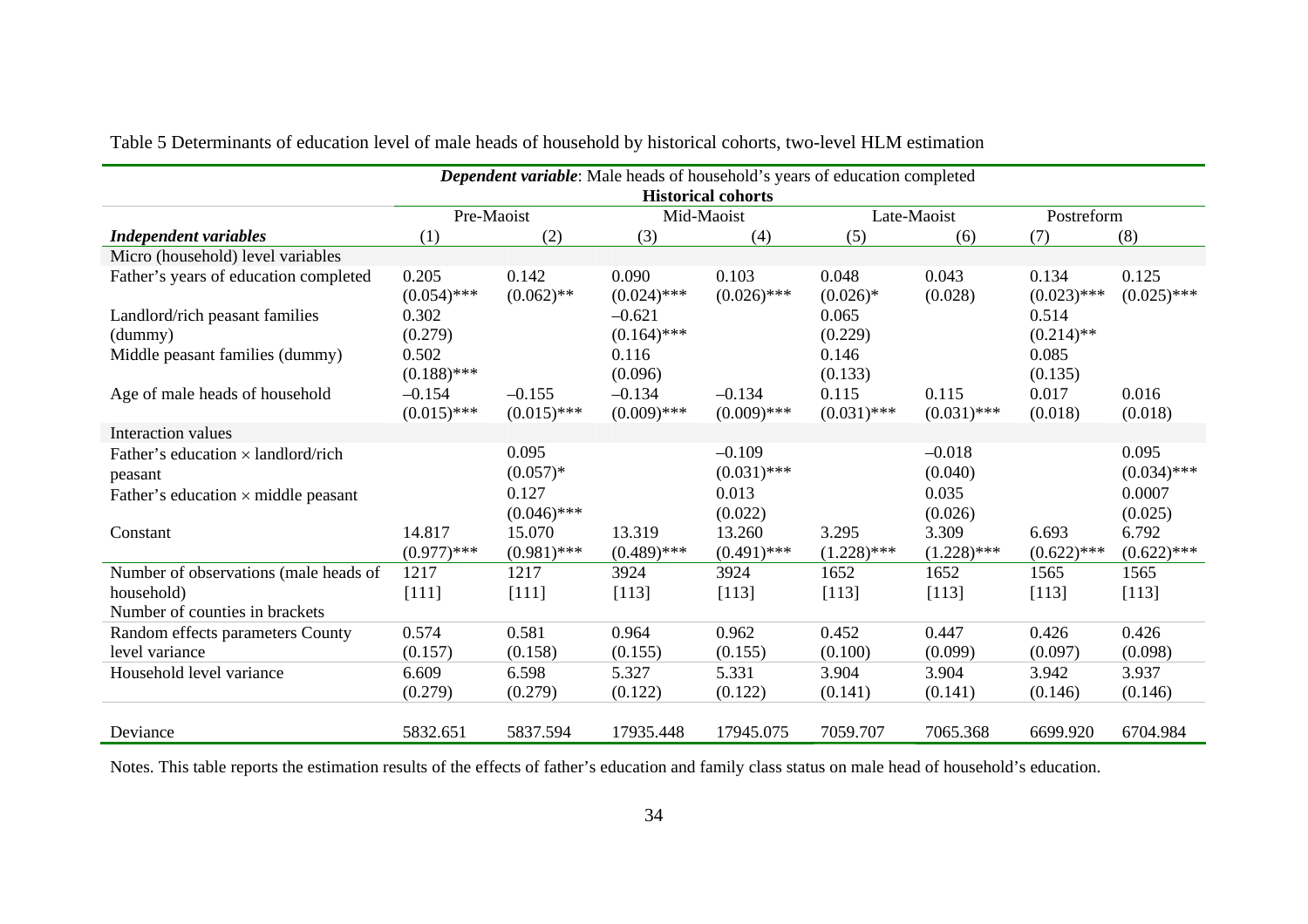Table 5 Determinants of education level of male heads of household by historical cohorts, two-level HLM estimation

| ***Dependent variable***: Male heads of household's years of education completed | | | | | | | | |
|---|---|---|---|---|---|---|---|---|
| | **Historical cohorts** | | | | | | | |
| | Pre-Maoist | | Mid-Maoist | | Late-Maoist | | Postreform | |
| ***Independent variables*** | (1) | (2) | (3) | (4) | (5) | (6) | (7) | (8) |
| Micro (household) level variables | | | | | | | | |
| Father's years of education completed | 0.205 (0.054)*** | 0.142 (0.062)** | 0.090 (0.024)*** | 0.103 (0.026)*** | 0.048 (0.026)* | 0.043 (0.028) | 0.134 (0.023)*** | 0.125 (0.025)*** |
| Landlord/rich peasant families (dummy) | 0.302 (0.279) | | –0.621 (0.164)*** | | 0.065 (0.229) | | 0.514 (0.214)** | |
| Middle peasant families (dummy) | 0.502 (0.188)*** | | 0.116 (0.096) | | 0.146 (0.133) | | 0.085 (0.135) | |
| Age of male heads of household | –0.154 (0.015)*** | –0.155 (0.015)*** | –0.134 (0.009)*** | –0.134 (0.009)*** | 0.115 (0.031)*** | 0.115 (0.031)*** | 0.017 (0.018) | 0.016 (0.018) |
| Interaction values | | | | | | | | |
| Father's education × landlord/rich peasant | | 0.095 (0.057)* | | –0.109 (0.031)*** | | –0.018 (0.040) | | 0.095 (0.034)*** |
| Father's education × middle peasant | | 0.127 (0.046)*** | | 0.013 (0.022) | | 0.035 (0.026) | | 0.0007 (0.025) |
| Constant | 14.817 (0.977)*** | 15.070 (0.981)*** | 13.319 (0.489)*** | 13.260 (0.491)*** | 3.295 (1.228)*** | 3.309 (1.228)*** | 6.693 (0.622)*** | 6.792 (0.622)*** |
| Number of observations (male heads of household) Number of counties in brackets | 1217 [111] | 1217 [111] | 3924 [113] | 3924 [113] | 1652 [113] | 1652 [113] | 1565 [113] | 1565 [113] |
| Random effects parameters County level variance | 0.574 (0.157) | 0.581 (0.158) | 0.964 (0.155) | 0.962 (0.155) | 0.452 (0.100) | 0.447 (0.099) | 0.426 (0.097) | 0.426 (0.098) |
| Household level variance | 6.609 (0.279) | 6.598 (0.279) | 5.327 (0.122) | 5.331 (0.122) | 3.904 (0.141) | 3.904 (0.141) | 3.942 (0.146) | 3.937 (0.146) |
| Deviance | 5832.651 | 5837.594 | 17935.448 | 17945.075 | 7059.707 | 7065.368 | 6699.920 | 6704.984 |

Notes. This table reports the estimation results of the effects of father's education and family class status on male head of household's education.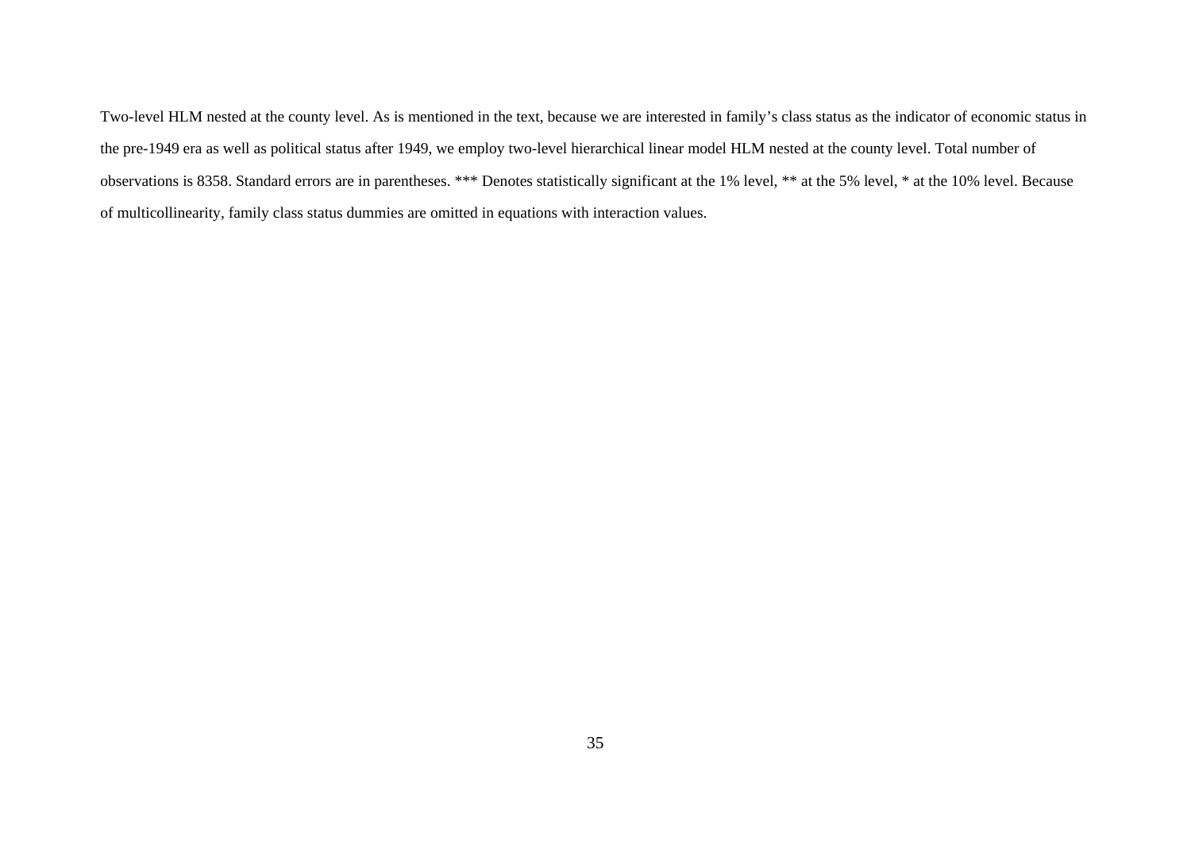Two-level HLM nested at the county level. As is mentioned in the text, because we are interested in family's class status as the indicator of economic status in the pre-1949 era as well as political status after 1949, we employ two-level hierarchical linear model HLM nested at the county level. Total number of observations is 8358. Standard errors are in parentheses. *** Denotes statistically significant at the 1% level, ** at the 5% level, * at the 10% level. Because of multicollinearity, family class status dummies are omitted in equations with interaction values.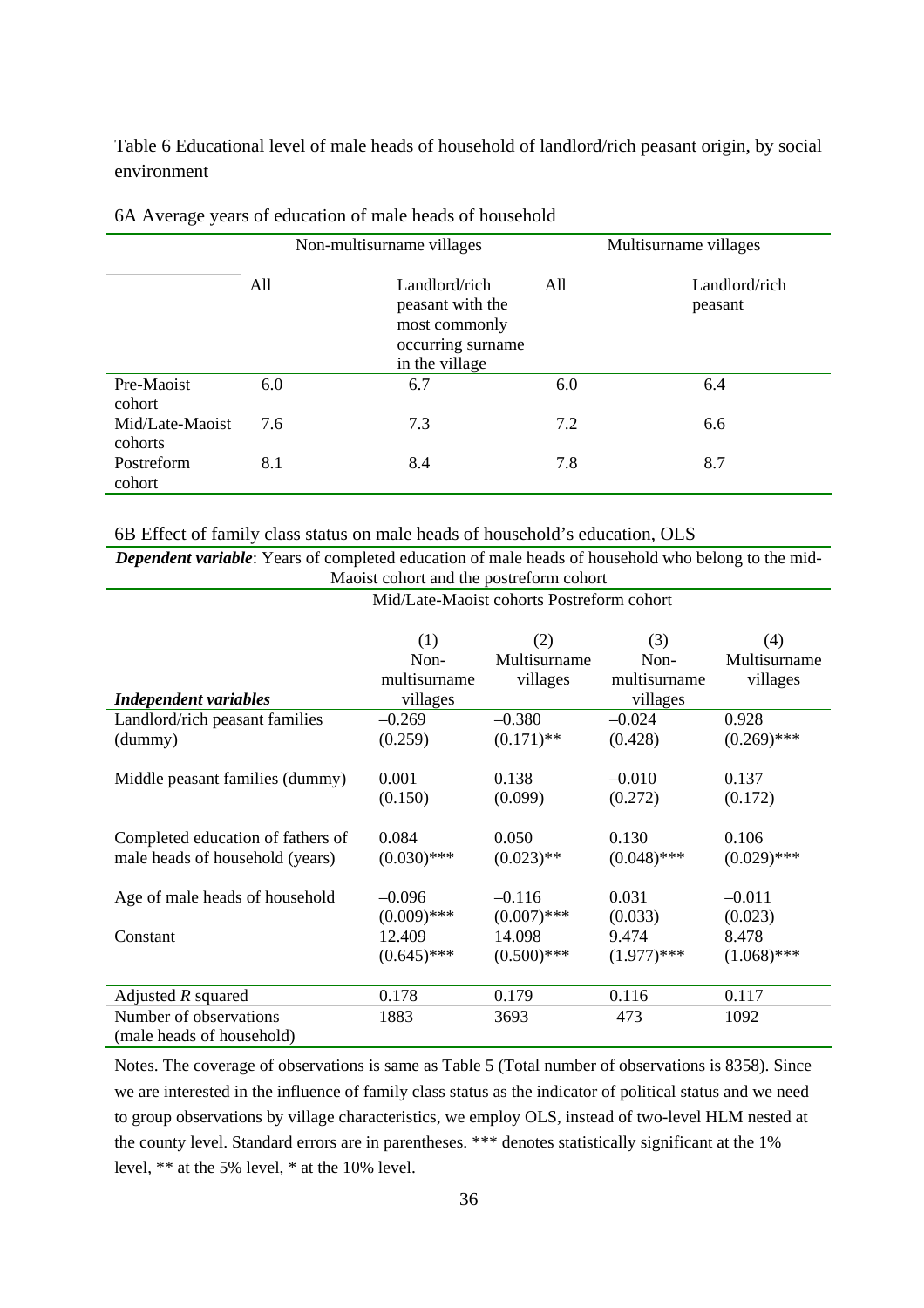Table 6 Educational level of male heads of household of landlord/rich peasant origin, by social environment

6A Average years of education of male heads of household

| | Non-multisurname villages | | Multisurname villages | |
|---|---|---|---|---|
| | All | Landlord/rich peasant with the most commonly occurring surname in the village | All | Landlord/rich peasant |
| Pre-Maoist cohort | 6.0 | 6.7 | 6.0 | 6.4 |
| Mid/Late-Maoist cohorts | 7.6 | 7.3 | 7.2 | 6.6 |
| Postreform cohort | 8.1 | 8.4 | 7.8 | 8.7 |

6B Effect of family class status on male heads of household's education, OLS

***Dependent variable***: Years of completed education of male heads of household who belong to the mid-Maoist cohort and the postreform cohort

| | Mid/Late-Maoist cohorts | | Postreform cohort | |
|---|---|---|---|---|
| ***Independent variables*** | (1) Non-multisurname villages | (2) Multisurname villages | (3) Non-multisurname villages | (4) Multisurname villages |
| Landlord/rich peasant families (dummy) | –0.269 | –0.380 | –0.024 | 0.928 |
| | (0.259) | (0.171)** | (0.428) | (0.269)*** |
| Middle peasant families (dummy) | 0.001 | 0.138 | –0.010 | 0.137 |
| | (0.150) | (0.099) | (0.272) | (0.172) |
| Completed education of fathers of male heads of household (years) | 0.084 | 0.050 | 0.130 | 0.106 |
| | (0.030)*** | (0.023)** | (0.048)*** | (0.029)*** |
| Age of male heads of household | –0.096 | –0.116 | 0.031 | –0.011 |
| | (0.009)*** | (0.007)*** | (0.033) | (0.023) |
| Constant | 12.409 | 14.098 | 9.474 | 8.478 |
| | (0.645)*** | (0.500)*** | (1.977)*** | (1.068)*** |
| Adjusted $R$ squared | 0.178 | 0.179 | 0.116 | 0.117 |
| Number of observations (male heads of household) | 1883 | 3693 | 473 | 1092 |

Notes. The coverage of observations is same as Table 5 (Total number of observations is 8358). Since we are interested in the influence of family class status as the indicator of political status and we need to group observations by village characteristics, we employ OLS, instead of two-level HLM nested at the county level. Standard errors are in parentheses. *** denotes statistically significant at the 1% level, ** at the 5% level, * at the 10% level.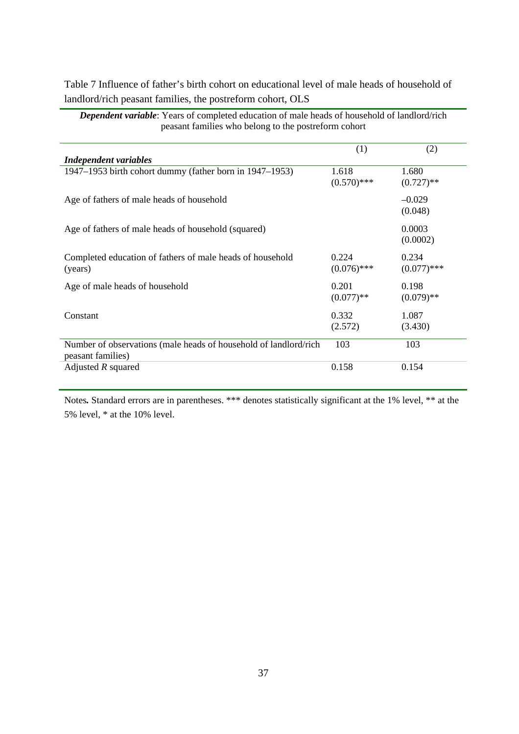Table 7 Influence of father's birth cohort on educational level of male heads of household of landlord/rich peasant families, the postreform cohort, OLS

| ***Dependent variable***: Years of completed education of male heads of household of landlord/rich peasant families who belong to the postreform cohort | | |
|---|---|---|
| | (1) | (2) |
| ***Independent variables*** | | |
| 1947–1953 birth cohort dummy (father born in 1947–1953) | 1.618<br>(0.570)*** | 1.680<br>(0.727)** |
| Age of fathers of male heads of household | | –0.029<br>(0.048) |
| Age of fathers of male heads of household (squared) | | 0.0003<br>(0.0002) |
| Completed education of fathers of male heads of household (years) | 0.224<br>(0.076)*** | 0.234<br>(0.077)*** |
| Age of male heads of household | 0.201<br>(0.077)** | 0.198<br>(0.079)** |
| Constant | 0.332<br>(2.572) | 1.087<br>(3.430) |
| Number of observations (male heads of household of landlord/rich peasant families) | 103 | 103 |
| Adjusted $R$ squared | 0.158 | 0.154 |

Notes**.** Standard errors are in parentheses. *** denotes statistically significant at the 1% level, ** at the 5% level, * at the 10% level.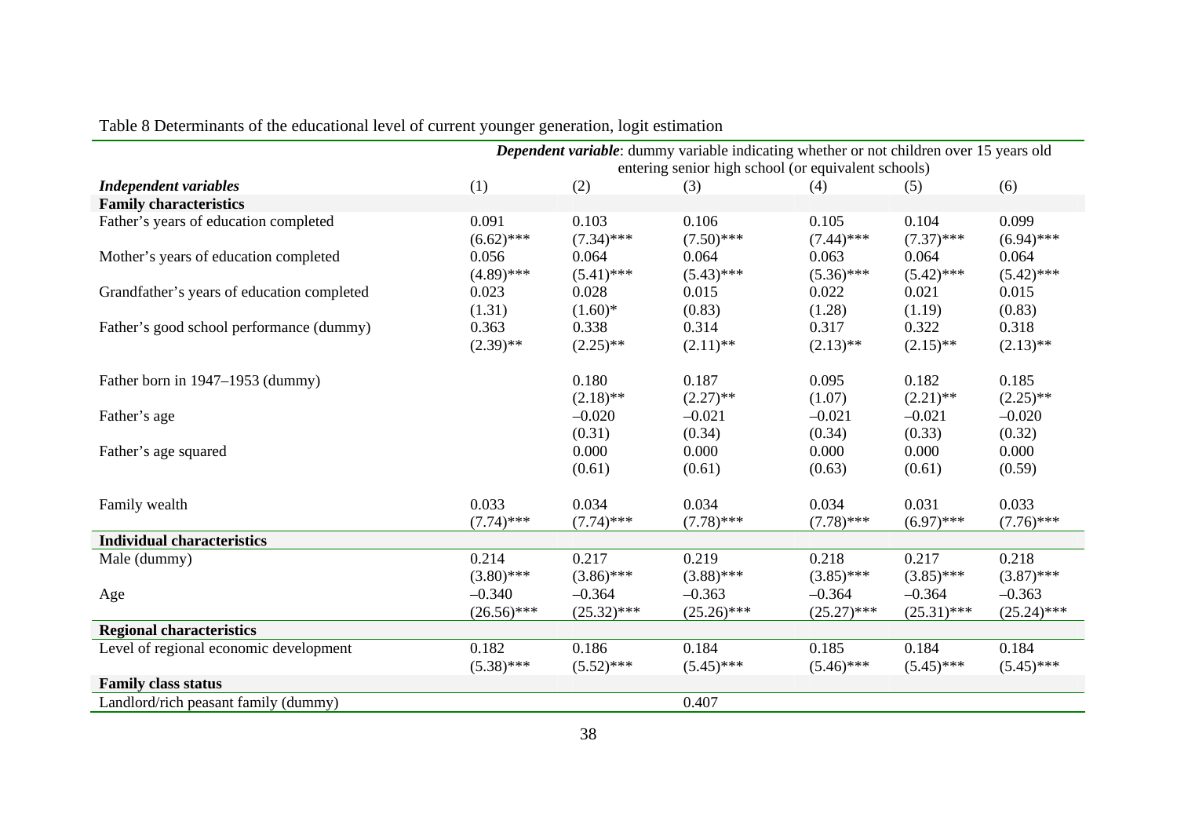Table 8 Determinants of the educational level of current younger generation, logit estimation

| | ***Dependent variable***: dummy variable indicating whether or not children over 15 years old entering senior high school (or equivalent schools) | | | | | |
|---|---|---|---|---|---|---|
| ***Independent variables*** | (1) | (2) | (3) | (4) | (5) | (6) |
| **Family characteristics** | | | | | | |
| Father's years of education completed | 0.091 | 0.103 | 0.106 | 0.105 | 0.104 | 0.099 |
| | (6.62)*** | (7.34)*** | (7.50)*** | (7.44)*** | (7.37)*** | (6.94)*** |
| Mother's years of education completed | 0.056 | 0.064 | 0.064 | 0.063 | 0.064 | 0.064 |
| | (4.89)*** | (5.41)*** | (5.43)*** | (5.36)*** | (5.42)*** | (5.42)*** |
| Grandfather's years of education completed | 0.023 | 0.028 | 0.015 | 0.022 | 0.021 | 0.015 |
| | (1.31) | (1.60)* | (0.83) | (1.28) | (1.19) | (0.83) |
| Father's good school performance (dummy) | 0.363 | 0.338 | 0.314 | 0.317 | 0.322 | 0.318 |
| | (2.39)** | (2.25)** | (2.11)** | (2.13)** | (2.15)** | (2.13)** |
| Father born in 1947–1953 (dummy) | | 0.180 | 0.187 | 0.095 | 0.182 | 0.185 |
| | | (2.18)** | (2.27)** | (1.07) | (2.21)** | (2.25)** |
| Father's age | | –0.020 | –0.021 | –0.021 | –0.021 | –0.020 |
| | | (0.31) | (0.34) | (0.34) | (0.33) | (0.32) |
| Father's age squared | | 0.000 | 0.000 | 0.000 | 0.000 | 0.000 |
| | | (0.61) | (0.61) | (0.63) | (0.61) | (0.59) |
| Family wealth | 0.033 | 0.034 | 0.034 | 0.034 | 0.031 | 0.033 |
| | (7.74)*** | (7.74)*** | (7.78)*** | (7.78)*** | (6.97)*** | (7.76)*** |
| **Individual characteristics** | | | | | | |
| Male (dummy) | 0.214 | 0.217 | 0.219 | 0.218 | 0.217 | 0.218 |
| | (3.80)*** | (3.86)*** | (3.88)*** | (3.85)*** | (3.85)*** | (3.87)*** |
| Age | –0.340 | –0.364 | –0.363 | –0.364 | –0.364 | –0.363 |
| | (26.56)*** | (25.32)*** | (25.26)*** | (25.27)*** | (25.31)*** | (25.24)*** |
| **Regional characteristics** | | | | | | |
| Level of regional economic development | 0.182 | 0.186 | 0.184 | 0.185 | 0.184 | 0.184 |
| | (5.38)*** | (5.52)*** | (5.45)*** | (5.46)*** | (5.45)*** | (5.45)*** |
| **Family class status** | | | | | | |
| Landlord/rich peasant family (dummy) | | | 0.407 | | | |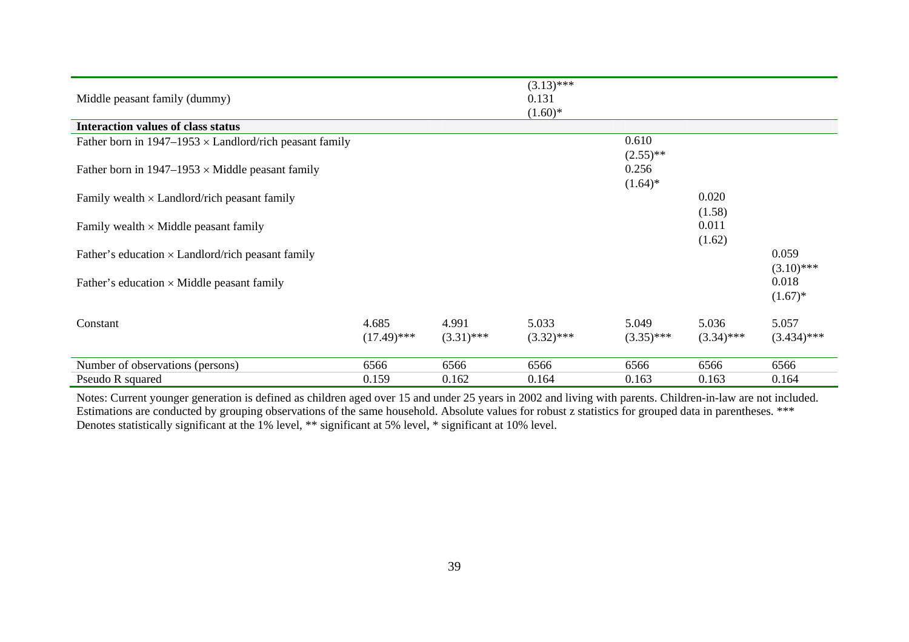| | | | | | | |
|---|---|---|---|---|---|---|
| | | | (3.13)*** | | | |
| Middle peasant family (dummy) | | | 0.131 | | | |
| | | | (1.60)* | | | |
| **Interaction values of class status** | | | | | | |
| Father born in 1947–1953 × Landlord/rich peasant family | | | | 0.610 | | |
| | | | | (2.55)** | | |
| Father born in 1947–1953 × Middle peasant family | | | | 0.256 | | |
| | | | | (1.64)* | | |
| Family wealth × Landlord/rich peasant family | | | | | 0.020 | |
| | | | | | (1.58) | |
| Family wealth × Middle peasant family | | | | | 0.011 | |
| | | | | | (1.62) | |
| Father's education × Landlord/rich peasant family | | | | | | 0.059 |
| | | | | | | (3.10)*** |
| Father's education × Middle peasant family | | | | | | 0.018 |
| | | | | | | (1.67)* |
| Constant | 4.685 | 4.991 | 5.033 | 5.049 | 5.036 | 5.057 |
| | (17.49)*** | (3.31)*** | (3.32)*** | (3.35)*** | (3.34)*** | (3.434)*** |
| Number of observations (persons) | 6566 | 6566 | 6566 | 6566 | 6566 | 6566 |
| Pseudo R squared | 0.159 | 0.162 | 0.164 | 0.163 | 0.163 | 0.164 |

Notes: Current younger generation is defined as children aged over 15 and under 25 years in 2002 and living with parents. Children-in-law are not included. Estimations are conducted by grouping observations of the same household. Absolute values for robust z statistics for grouped data in parentheses. *** Denotes statistically significant at the 1% level, ** significant at 5% level, * significant at 10% level.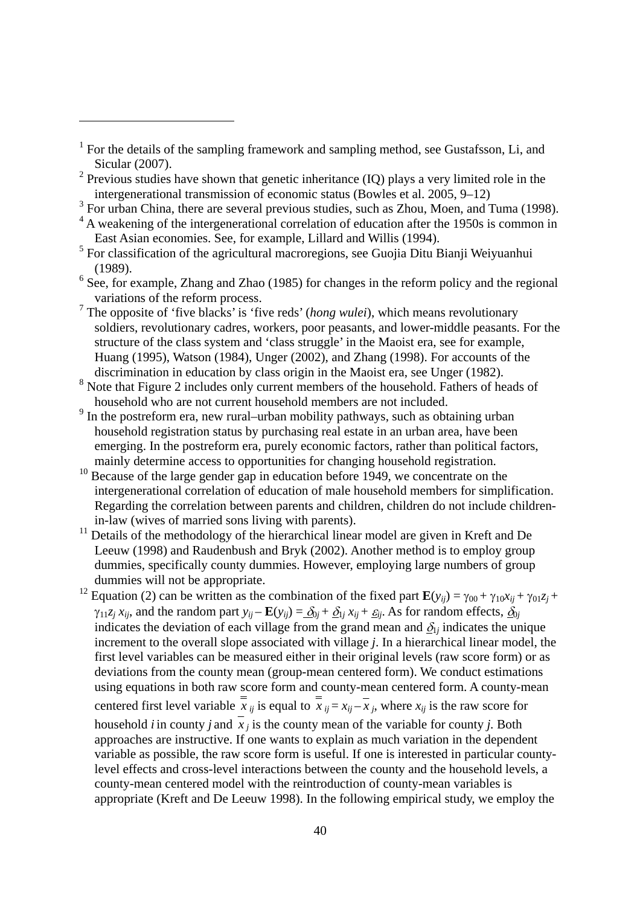[1] For the details of the sampling framework and sampling method, see Gustafsson, Li, and Sicular (2007).

[2] Previous studies have shown that genetic inheritance (IQ) plays a very limited role in the intergenerational transmission of economic status (Bowles et al. 2005, 9–12)

[3] For urban China, there are several previous studies, such as Zhou, Moen, and Tuma (1998).

[4] A weakening of the intergenerational correlation of education after the 1950s is common in East Asian economies. See, for example, Lillard and Willis (1994).

[5] For classification of the agricultural macroregions, see Guojia Ditu Bianji Weiyuanhui (1989).

[6] See, for example, Zhang and Zhao (1985) for changes in the reform policy and the regional variations of the reform process.

[7] The opposite of ‘five blacks’ is ‘five reds’ (*hong wulei*), which means revolutionary soldiers, revolutionary cadres, workers, poor peasants, and lower-middle peasants. For the structure of the class system and ‘class struggle’ in the Maoist era, see for example, Huang (1995), Watson (1984), Unger (2002), and Zhang (1998). For accounts of the discrimination in education by class origin in the Maoist era, see Unger (1982).

[8] Note that Figure 2 includes only current members of the household. Fathers of heads of household who are not current household members are not included.

[9] In the postreform era, new rural–urban mobility pathways, such as obtaining urban household registration status by purchasing real estate in an urban area, have been emerging. In the postreform era, purely economic factors, rather than political factors, mainly determine access to opportunities for changing household registration.

[10] Because of the large gender gap in education before 1949, we concentrate on the intergenerational correlation of education of male household members for simplification. Regarding the correlation between parents and children, children do not include children-in-law (wives of married sons living with parents).

[11] Details of the methodology of the hierarchical linear model are given in Kreft and De Leeuw (1998) and Raudenbush and Bryk (2002). Another method is to employ group dummies, specifically county dummies. However, employing large numbers of group dummies will not be appropriate.

[12] Equation (2) can be written as the combination of the fixed part $\mathbf{E}(y_{ij}) = \gamma_{00} + \gamma_{10}x_{ij} + \gamma_{01}z_j + \gamma_{11}z_j\, x_{ij}$, and the random part $y_{ij} - \mathbf{E}(y_{ij}) = \underline{\delta}_{0j} + \underline{\delta}_{1j}\, x_{ij} + \underline{\varepsilon}_{ij}$. As for random effects, $\underline{\delta}_{0j}$ indicates the deviation of each village from the grand mean and $\underline{\delta}_{1j}$ indicates the unique increment to the overall slope associated with village $j$. In a hierarchical linear model, the first level variables can be measured either in their original levels (raw score form) or as deviations from the county mean (group-mean centered form). We conduct estimations using equations in both raw score form and county-mean centered form. A county-mean centered first level variable $\bar{\bar{x}}_{ij}$ is equal to $\bar{\bar{x}}_{ij} = x_{ij} - \bar{x}_j$, where $x_{ij}$ is the raw score for household $i$ in county $j$ and $\bar{x}_j$ is the county mean of the variable for county $j$. Both approaches are instructive. If one wants to explain as much variation in the dependent variable as possible, the raw score form is useful. If one is interested in particular county-level effects and cross-level interactions between the county and the household levels, a county-mean centered model with the reintroduction of county-mean variables is appropriate (Kreft and De Leeuw 1998). In the following empirical study, we employ the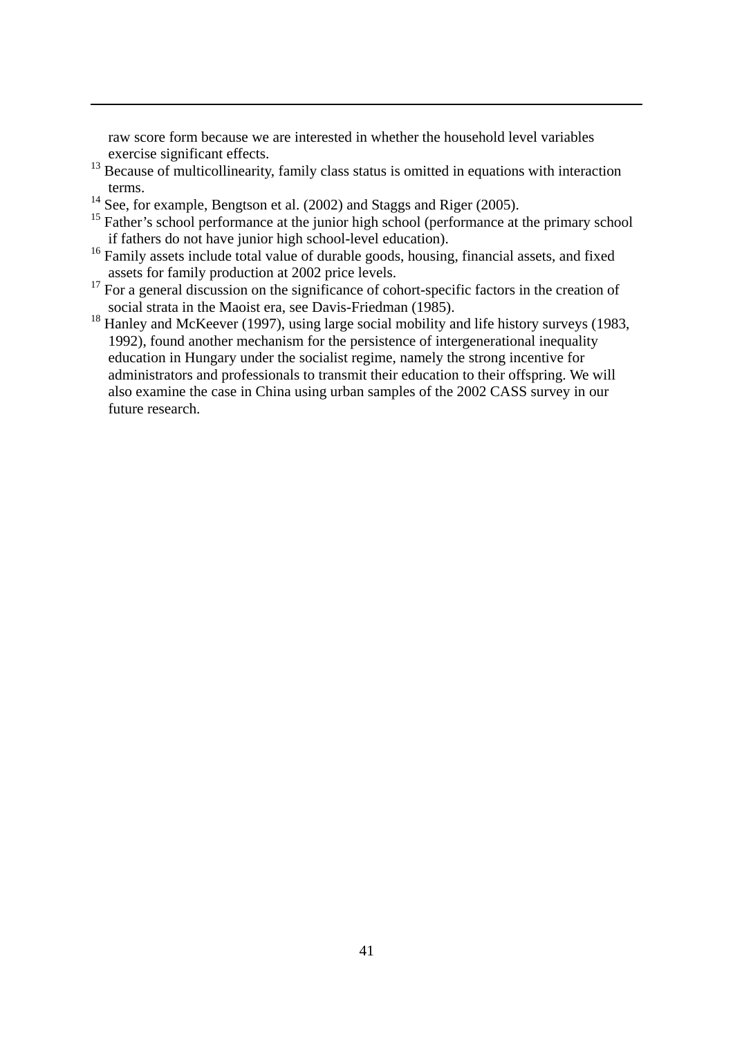raw score form because we are interested in whether the household level variables exercise significant effects.

[13] Because of multicollinearity, family class status is omitted in equations with interaction terms.

[14] See, for example, Bengtson et al. (2002) and Staggs and Riger (2005).

[15] Father's school performance at the junior high school (performance at the primary school if fathers do not have junior high school-level education).

[16] Family assets include total value of durable goods, housing, financial assets, and fixed assets for family production at 2002 price levels.

[17] For a general discussion on the significance of cohort-specific factors in the creation of social strata in the Maoist era, see Davis-Friedman (1985).

[18] Hanley and McKeever (1997), using large social mobility and life history surveys (1983, 1992), found another mechanism for the persistence of intergenerational inequality education in Hungary under the socialist regime, namely the strong incentive for administrators and professionals to transmit their education to their offspring. We will also examine the case in China using urban samples of the 2002 CASS survey in our future research.